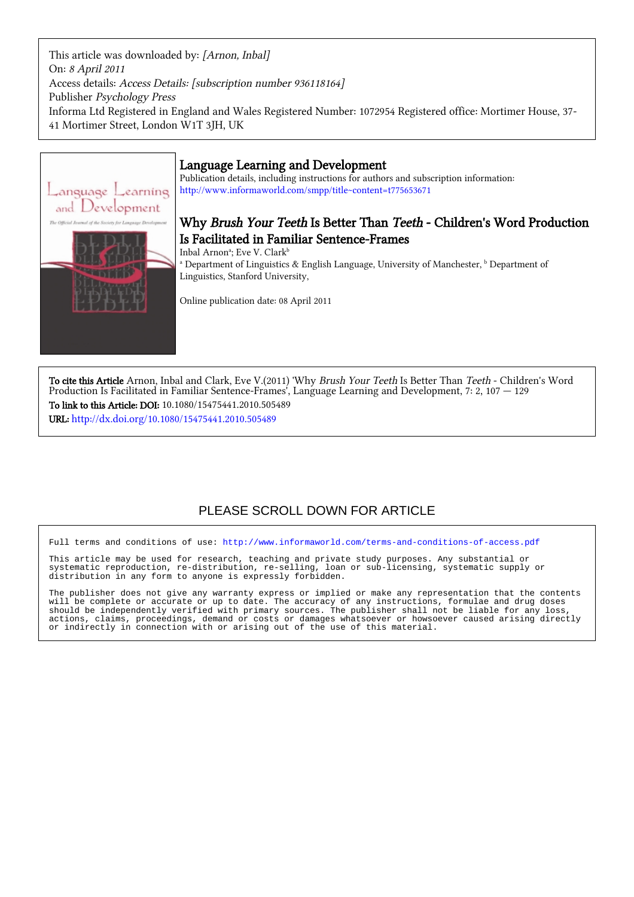This article was downloaded by: *[Arnon, Inbal]*
On: *8 April 2011*
Access details: *Access Details: [subscription number 936118164]*
Publisher *Psychology Press*
Informa Ltd Registered in England and Wales Registered Number: 1072954 Registered office: Mortimer House, 37-41 Mortimer Street, London W1T 3JH, UK

# Language Learning and Development

Publication details, including instructions for authors and subscription information:
http://www.informaworld.com/smpp/title~content=t775653671

## Why *Brush Your Teeth* Is Better Than *Teeth* - Children's Word Production Is Facilitated in Familiar Sentence-Frames

Inbal Arnon[a]; Eve V. Clark[b]

[a] Department of Linguistics & English Language, University of Manchester, [b] Department of Linguistics, Stanford University,

Online publication date: 08 April 2011

**To cite this Article** Arnon, Inbal and Clark, Eve V.(2011) 'Why *Brush Your Teeth* Is Better Than *Teeth* - Children's Word Production Is Facilitated in Familiar Sentence-Frames', Language Learning and Development, 7: 2, 107 — 129

**To link to this Article: DOI:** 10.1080/15475441.2010.505489

**URL:** http://dx.doi.org/10.1080/15475441.2010.505489

PLEASE SCROLL DOWN FOR ARTICLE

Full terms and conditions of use: http://www.informaworld.com/terms-and-conditions-of-access.pdf

This article may be used for research, teaching and private study purposes. Any substantial or systematic reproduction, re-distribution, re-selling, loan or sub-licensing, systematic supply or distribution in any form to anyone is expressly forbidden.

The publisher does not give any warranty express or implied or make any representation that the contents will be complete or accurate or up to date. The accuracy of any instructions, formulae and drug doses should be independently verified with primary sources. The publisher shall not be liable for any loss, actions, claims, proceedings, demand or costs or damages whatsoever or howsoever caused arising directly or indirectly in connection with or arising out of the use of this material.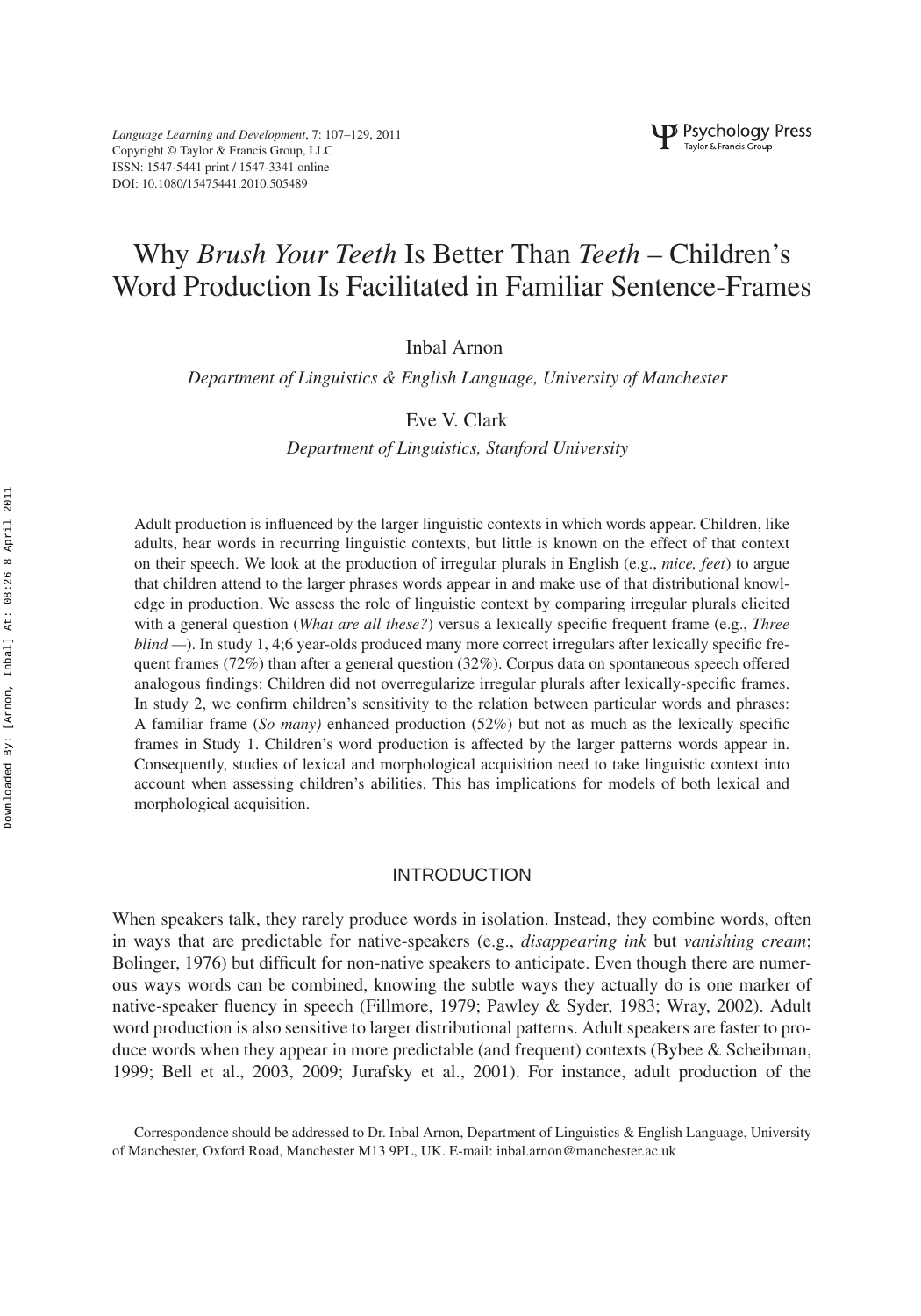# Why *Brush Your Teeth* Is Better Than *Teeth* – Children's Word Production Is Facilitated in Familiar Sentence-Frames

Inbal Arnon

*Department of Linguistics & English Language, University of Manchester*

Eve V. Clark

*Department of Linguistics, Stanford University*

Adult production is influenced by the larger linguistic contexts in which words appear. Children, like adults, hear words in recurring linguistic contexts, but little is known on the effect of that context on their speech. We look at the production of irregular plurals in English (e.g., *mice, feet*) to argue that children attend to the larger phrases words appear in and make use of that distributional knowledge in production. We assess the role of linguistic context by comparing irregular plurals elicited with a general question (*What are all these?*) versus a lexically specific frequent frame (e.g., *Three blind* —). In study 1, 4;6 year-olds produced many more correct irregulars after lexically specific frequent frames (72%) than after a general question (32%). Corpus data on spontaneous speech offered analogous findings: Children did not overregularize irregular plurals after lexically-specific frames. In study 2, we confirm children's sensitivity to the relation between particular words and phrases: A familiar frame (*So many)* enhanced production (52%) but not as much as the lexically specific frames in Study 1. Children's word production is affected by the larger patterns words appear in. Consequently, studies of lexical and morphological acquisition need to take linguistic context into account when assessing children's abilities. This has implications for models of both lexical and morphological acquisition.

## INTRODUCTION

When speakers talk, they rarely produce words in isolation. Instead, they combine words, often in ways that are predictable for native-speakers (e.g., *disappearing ink* but *vanishing cream*; Bolinger, 1976) but difficult for non-native speakers to anticipate. Even though there are numerous ways words can be combined, knowing the subtle ways they actually do is one marker of native-speaker fluency in speech (Fillmore, 1979; Pawley & Syder, 1983; Wray, 2002). Adult word production is also sensitive to larger distributional patterns. Adult speakers are faster to produce words when they appear in more predictable (and frequent) contexts (Bybee & Scheibman, 1999; Bell et al., 2003, 2009; Jurafsky et al., 2001). For instance, adult production of the

Correspondence should be addressed to Dr. Inbal Arnon, Department of Linguistics & English Language, University of Manchester, Oxford Road, Manchester M13 9PL, UK. E-mail: inbal.arnon@manchester.ac.uk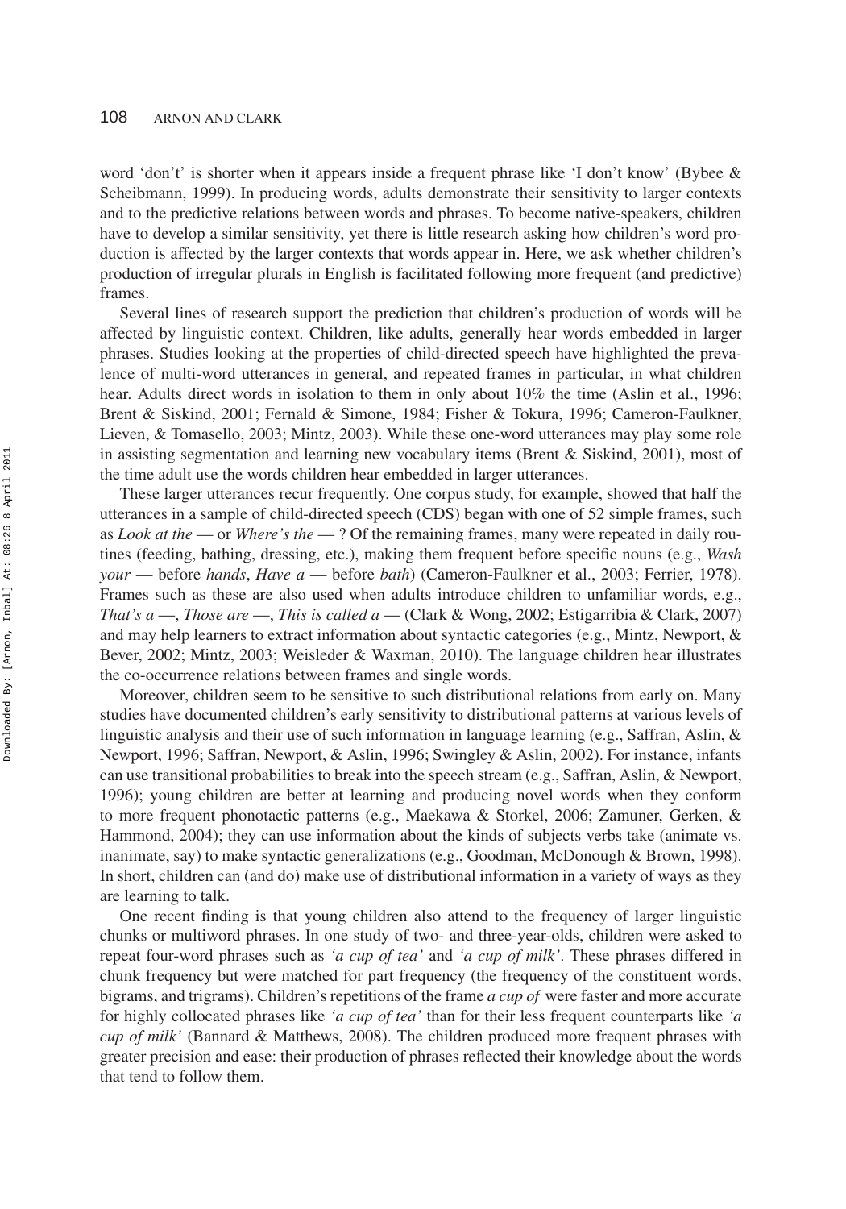word 'don't' is shorter when it appears inside a frequent phrase like 'I don't know' (Bybee & Scheibmann, 1999). In producing words, adults demonstrate their sensitivity to larger contexts and to the predictive relations between words and phrases. To become native-speakers, children have to develop a similar sensitivity, yet there is little research asking how children's word production is affected by the larger contexts that words appear in. Here, we ask whether children's production of irregular plurals in English is facilitated following more frequent (and predictive) frames.

Several lines of research support the prediction that children's production of words will be affected by linguistic context. Children, like adults, generally hear words embedded in larger phrases. Studies looking at the properties of child-directed speech have highlighted the prevalence of multi-word utterances in general, and repeated frames in particular, in what children hear. Adults direct words in isolation to them in only about 10% the time (Aslin et al., 1996; Brent & Siskind, 2001; Fernald & Simone, 1984; Fisher & Tokura, 1996; Cameron-Faulkner, Lieven, & Tomasello, 2003; Mintz, 2003). While these one-word utterances may play some role in assisting segmentation and learning new vocabulary items (Brent & Siskind, 2001), most of the time adult use the words children hear embedded in larger utterances.

These larger utterances recur frequently. One corpus study, for example, showed that half the utterances in a sample of child-directed speech (CDS) began with one of 52 simple frames, such as *Look at the* — or *Where's the* — ? Of the remaining frames, many were repeated in daily routines (feeding, bathing, dressing, etc.), making them frequent before specific nouns (e.g., *Wash your* — before *hands*, *Have a* — before *bath*) (Cameron-Faulkner et al., 2003; Ferrier, 1978). Frames such as these are also used when adults introduce children to unfamiliar words, e.g., *That's a* —, *Those are* —, *This is called a* — (Clark & Wong, 2002; Estigarribia & Clark, 2007) and may help learners to extract information about syntactic categories (e.g., Mintz, Newport, & Bever, 2002; Mintz, 2003; Weisleder & Waxman, 2010). The language children hear illustrates the co-occurrence relations between frames and single words.

Moreover, children seem to be sensitive to such distributional relations from early on. Many studies have documented children's early sensitivity to distributional patterns at various levels of linguistic analysis and their use of such information in language learning (e.g., Saffran, Aslin, & Newport, 1996; Saffran, Newport, & Aslin, 1996; Swingley & Aslin, 2002). For instance, infants can use transitional probabilities to break into the speech stream (e.g., Saffran, Aslin, & Newport, 1996); young children are better at learning and producing novel words when they conform to more frequent phonotactic patterns (e.g., Maekawa & Storkel, 2006; Zamuner, Gerken, & Hammond, 2004); they can use information about the kinds of subjects verbs take (animate vs. inanimate, say) to make syntactic generalizations (e.g., Goodman, McDonough & Brown, 1998). In short, children can (and do) make use of distributional information in a variety of ways as they are learning to talk.

One recent finding is that young children also attend to the frequency of larger linguistic chunks or multiword phrases. In one study of two- and three-year-olds, children were asked to repeat four-word phrases such as *'a cup of tea'* and *'a cup of milk'*. These phrases differed in chunk frequency but were matched for part frequency (the frequency of the constituent words, bigrams, and trigrams). Children's repetitions of the frame *a cup of* were faster and more accurate for highly collocated phrases like *'a cup of tea'* than for their less frequent counterparts like *'a cup of milk'* (Bannard & Matthews, 2008). The children produced more frequent phrases with greater precision and ease: their production of phrases reflected their knowledge about the words that tend to follow them.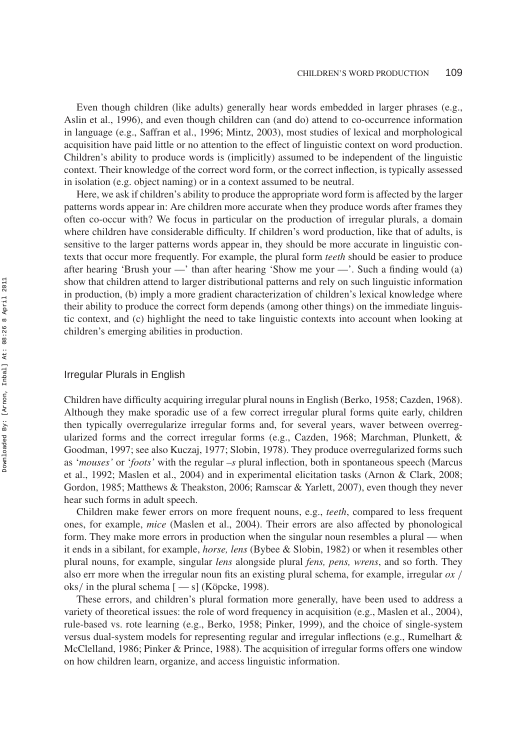Even though children (like adults) generally hear words embedded in larger phrases (e.g., Aslin et al., 1996), and even though children can (and do) attend to co-occurrence information in language (e.g., Saffran et al., 1996; Mintz, 2003), most studies of lexical and morphological acquisition have paid little or no attention to the effect of linguistic context on word production. Children's ability to produce words is (implicitly) assumed to be independent of the linguistic context. Their knowledge of the correct word form, or the correct inflection, is typically assessed in isolation (e.g. object naming) or in a context assumed to be neutral.

Here, we ask if children's ability to produce the appropriate word form is affected by the larger patterns words appear in: Are children more accurate when they produce words after frames they often co-occur with? We focus in particular on the production of irregular plurals, a domain where children have considerable difficulty. If children's word production, like that of adults, is sensitive to the larger patterns words appear in, they should be more accurate in linguistic contexts that occur more frequently. For example, the plural form *teeth* should be easier to produce after hearing 'Brush your —' than after hearing 'Show me your —'. Such a finding would (a) show that children attend to larger distributional patterns and rely on such linguistic information in production, (b) imply a more gradient characterization of children's lexical knowledge where their ability to produce the correct form depends (among other things) on the immediate linguistic context, and (c) highlight the need to take linguistic contexts into account when looking at children's emerging abilities in production.

## Irregular Plurals in English

Children have difficulty acquiring irregular plural nouns in English (Berko, 1958; Cazden, 1968). Although they make sporadic use of a few correct irregular plural forms quite early, children then typically overregularize irregular forms and, for several years, waver between overregularized forms and the correct irregular forms (e.g., Cazden, 1968; Marchman, Plunkett, & Goodman, 1997; see also Kuczaj, 1977; Slobin, 1978). They produce overregularized forms such as '*mouses'* or '*foots'* with the regular *–s* plural inflection, both in spontaneous speech (Marcus et al., 1992; Maslen et al., 2004) and in experimental elicitation tasks (Arnon & Clark, 2008; Gordon, 1985; Matthews & Theakston, 2006; Ramscar & Yarlett, 2007), even though they never hear such forms in adult speech.

Children make fewer errors on more frequent nouns, e.g., *teeth*, compared to less frequent ones, for example, *mice* (Maslen et al., 2004). Their errors are also affected by phonological form. They make more errors in production when the singular noun resembles a plural — when it ends in a sibilant, for example, *horse, lens* (Bybee & Slobin, 1982) or when it resembles other plural nouns, for example, singular *lens* alongside plural *fens, pens, wrens*, and so forth. They also err more when the irregular noun fits an existing plural schema, for example, irregular *ox* /oks/ in the plural schema [ — s] (Köpcke, 1998).

These errors, and children's plural formation more generally, have been used to address a variety of theoretical issues: the role of word frequency in acquisition (e.g., Maslen et al., 2004), rule-based vs. rote learning (e.g., Berko, 1958; Pinker, 1999), and the choice of single-system versus dual-system models for representing regular and irregular inflections (e.g., Rumelhart & McClelland, 1986; Pinker & Prince, 1988). The acquisition of irregular forms offers one window on how children learn, organize, and access linguistic information.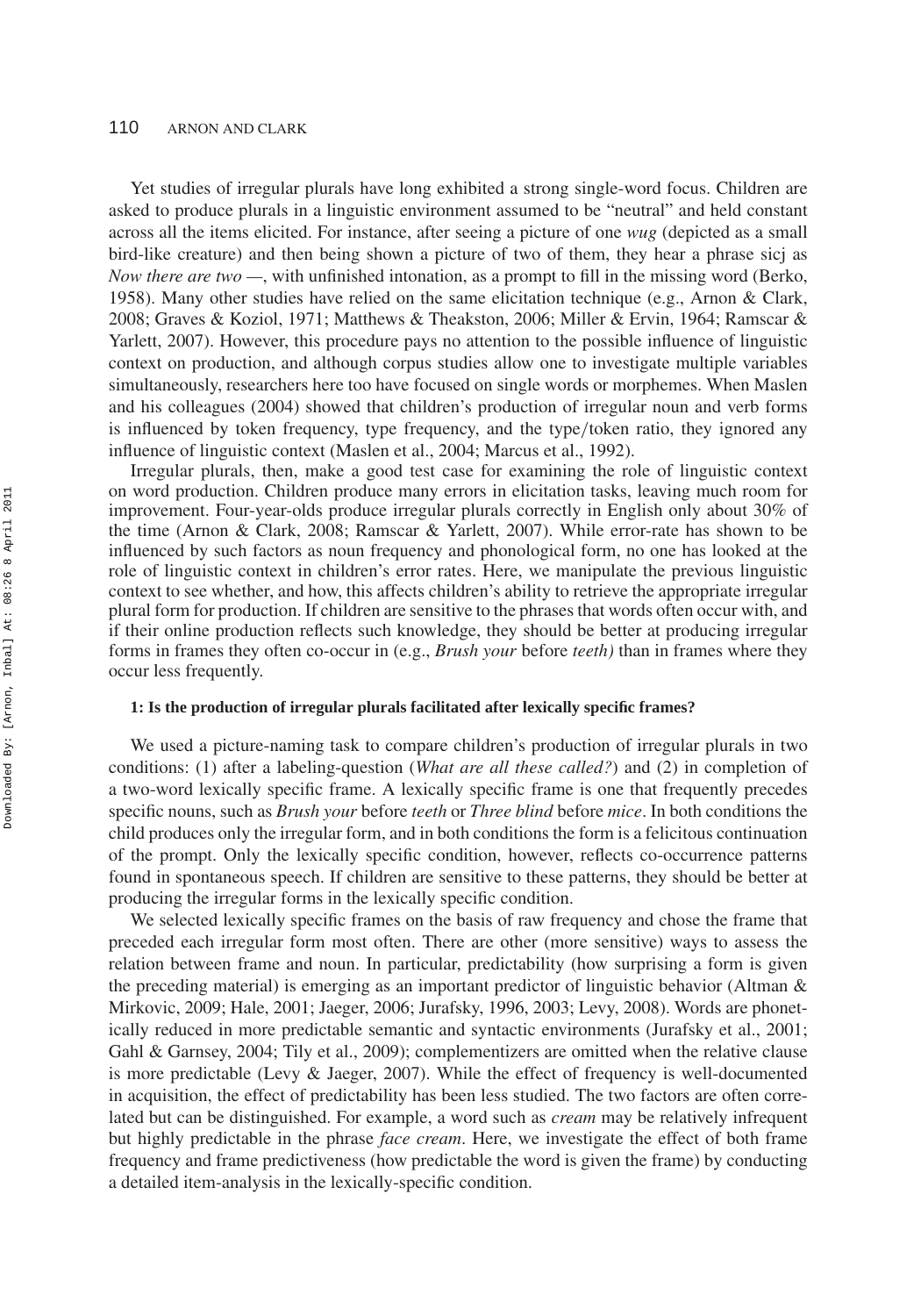Yet studies of irregular plurals have long exhibited a strong single-word focus. Children are asked to produce plurals in a linguistic environment assumed to be "neutral" and held constant across all the items elicited. For instance, after seeing a picture of one *wug* (depicted as a small bird-like creature) and then being shown a picture of two of them, they hear a phrase sicj as *Now there are two* —, with unfinished intonation, as a prompt to fill in the missing word (Berko, 1958). Many other studies have relied on the same elicitation technique (e.g., Arnon & Clark, 2008; Graves & Koziol, 1971; Matthews & Theakston, 2006; Miller & Ervin, 1964; Ramscar & Yarlett, 2007). However, this procedure pays no attention to the possible influence of linguistic context on production, and although corpus studies allow one to investigate multiple variables simultaneously, researchers here too have focused on single words or morphemes. When Maslen and his colleagues (2004) showed that children's production of irregular noun and verb forms is influenced by token frequency, type frequency, and the type/token ratio, they ignored any influence of linguistic context (Maslen et al., 2004; Marcus et al., 1992).

Irregular plurals, then, make a good test case for examining the role of linguistic context on word production. Children produce many errors in elicitation tasks, leaving much room for improvement. Four-year-olds produce irregular plurals correctly in English only about 30% of the time (Arnon & Clark, 2008; Ramscar & Yarlett, 2007). While error-rate has shown to be influenced by such factors as noun frequency and phonological form, no one has looked at the role of linguistic context in children's error rates. Here, we manipulate the previous linguistic context to see whether, and how, this affects children's ability to retrieve the appropriate irregular plural form for production. If children are sensitive to the phrases that words often occur with, and if their online production reflects such knowledge, they should be better at producing irregular forms in frames they often co-occur in (e.g., *Brush your* before *teeth)* than in frames where they occur less frequently.

#### 1: Is the production of irregular plurals facilitated after lexically specific frames?

We used a picture-naming task to compare children's production of irregular plurals in two conditions: (1) after a labeling-question (*What are all these called?*) and (2) in completion of a two-word lexically specific frame. A lexically specific frame is one that frequently precedes specific nouns, such as *Brush your* before *teeth* or *Three blind* before *mice*. In both conditions the child produces only the irregular form, and in both conditions the form is a felicitous continuation of the prompt. Only the lexically specific condition, however, reflects co-occurrence patterns found in spontaneous speech. If children are sensitive to these patterns, they should be better at producing the irregular forms in the lexically specific condition.

We selected lexically specific frames on the basis of raw frequency and chose the frame that preceded each irregular form most often. There are other (more sensitive) ways to assess the relation between frame and noun. In particular, predictability (how surprising a form is given the preceding material) is emerging as an important predictor of linguistic behavior (Altman & Mirkovic, 2009; Hale, 2001; Jaeger, 2006; Jurafsky, 1996, 2003; Levy, 2008). Words are phonetically reduced in more predictable semantic and syntactic environments (Jurafsky et al., 2001; Gahl & Garnsey, 2004; Tily et al., 2009); complementizers are omitted when the relative clause is more predictable (Levy & Jaeger, 2007). While the effect of frequency is well-documented in acquisition, the effect of predictability has been less studied. The two factors are often correlated but can be distinguished. For example, a word such as *cream* may be relatively infrequent but highly predictable in the phrase *face cream*. Here, we investigate the effect of both frame frequency and frame predictiveness (how predictable the word is given the frame) by conducting a detailed item-analysis in the lexically-specific condition.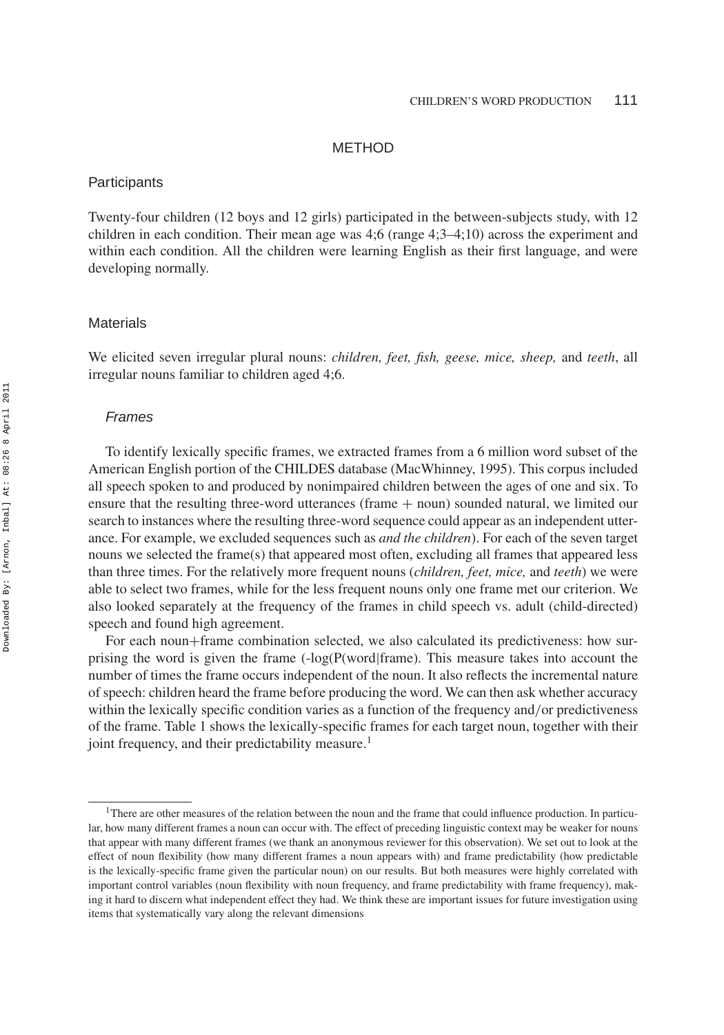## METHOD

### Participants

Twenty-four children (12 boys and 12 girls) participated in the between-subjects study, with 12 children in each condition. Their mean age was 4;6 (range 4;3–4;10) across the experiment and within each condition. All the children were learning English as their first language, and were developing normally.

### Materials

We elicited seven irregular plural nouns: *children, feet, fish, geese, mice, sheep,* and *teeth*, all irregular nouns familiar to children aged 4;6.

#### *Frames*

To identify lexically specific frames, we extracted frames from a 6 million word subset of the American English portion of the CHILDES database (MacWhinney, 1995). This corpus included all speech spoken to and produced by nonimpaired children between the ages of one and six. To ensure that the resulting three-word utterances (frame + noun) sounded natural, we limited our search to instances where the resulting three-word sequence could appear as an independent utterance. For example, we excluded sequences such as *and the children*). For each of the seven target nouns we selected the frame(s) that appeared most often, excluding all frames that appeared less than three times. For the relatively more frequent nouns (*children, feet, mice,* and *teeth*) we were able to select two frames, while for the less frequent nouns only one frame met our criterion. We also looked separately at the frequency of the frames in child speech vs. adult (child-directed) speech and found high agreement.

For each noun+frame combination selected, we also calculated its predictiveness: how surprising the word is given the frame (-log(P(word|frame). This measure takes into account the number of times the frame occurs independent of the noun. It also reflects the incremental nature of speech: children heard the frame before producing the word. We can then ask whether accuracy within the lexically specific condition varies as a function of the frequency and/or predictiveness of the frame. Table 1 shows the lexically-specific frames for each target noun, together with their joint frequency, and their predictability measure.[1]

[1]There are other measures of the relation between the noun and the frame that could influence production. In particular, how many different frames a noun can occur with. The effect of preceding linguistic context may be weaker for nouns that appear with many different frames (we thank an anonymous reviewer for this observation). We set out to look at the effect of noun flexibility (how many different frames a noun appears with) and frame predictability (how predictable is the lexically-specific frame given the particular noun) on our results. But both measures were highly correlated with important control variables (noun flexibility with noun frequency, and frame predictability with frame frequency), making it hard to discern what independent effect they had. We think these are important issues for future investigation using items that systematically vary along the relevant dimensions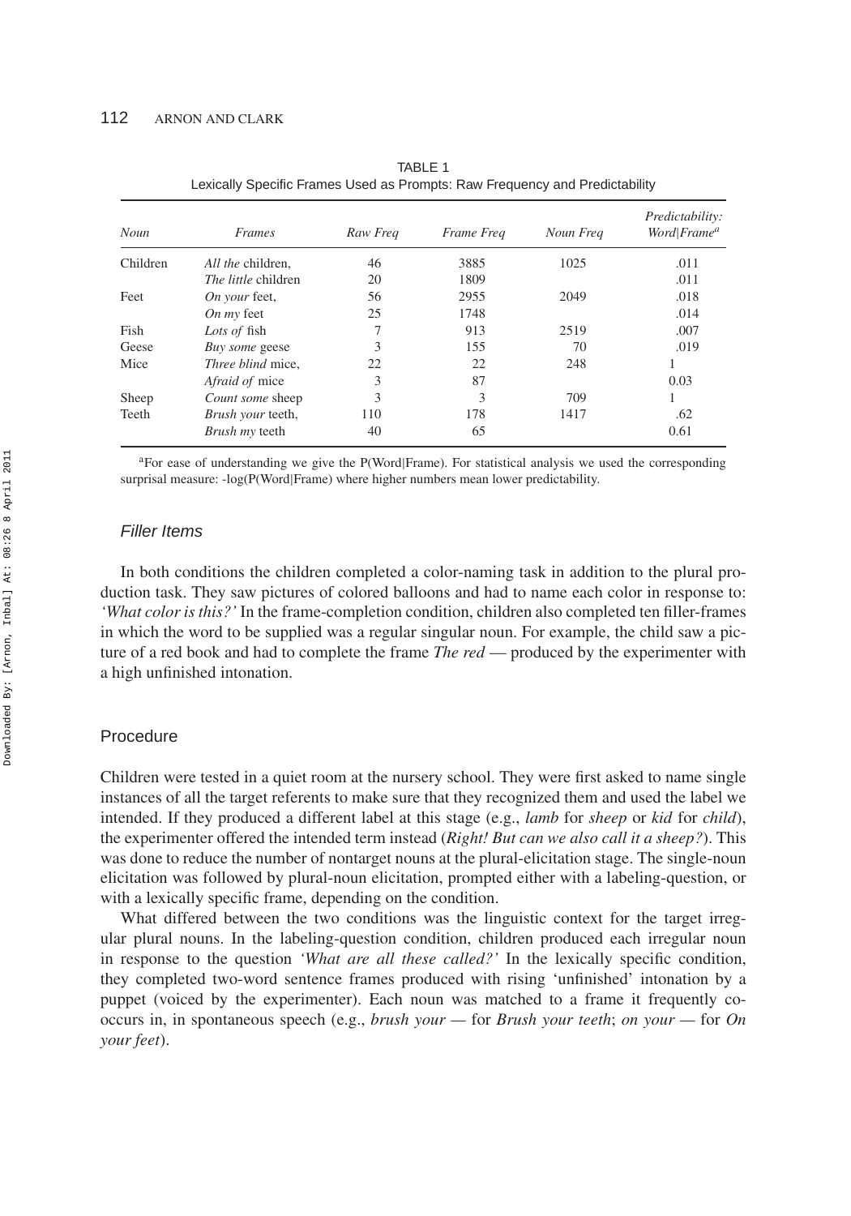TABLE 1
Lexically Specific Frames Used as Prompts: Raw Frequency and Predictability

| *Noun* | *Frames* | *Raw Freq* | *Frame Freq* | *Noun Freq* | *Predictability: Word\|Frame*[a] |
|---|---|---|---|---|---|
| Children | *All the* children, | 46 | 3885 | 1025 | .011 |
| | *The little* children | 20 | 1809 | | .011 |
| Feet | *On your* feet, | 56 | 2955 | 2049 | .018 |
| | *On my* feet | 25 | 1748 | | .014 |
| Fish | *Lots of* fish | 7 | 913 | 2519 | .007 |
| Geese | *Buy some* geese | 3 | 155 | 70 | .019 |
| Mice | *Three blind* mice, | 22 | 22 | 248 | 1 |
| | *Afraid of* mice | 3 | 87 | | 0.03 |
| Sheep | *Count some* sheep | 3 | 3 | 709 | 1 |
| Teeth | *Brush your* teeth, | 110 | 178 | 1417 | .62 |
| | *Brush my* teeth | 40 | 65 | | 0.61 |

[a]For ease of understanding we give the P(Word|Frame). For statistical analysis we used the corresponding surprisal measure: -log(P(Word|Frame) where higher numbers mean lower predictability.

### *Filler Items*

In both conditions the children completed a color-naming task in addition to the plural production task. They saw pictures of colored balloons and had to name each color in response to: *'What color is this?'* In the frame-completion condition, children also completed ten filler-frames in which the word to be supplied was a regular singular noun. For example, the child saw a picture of a red book and had to complete the frame *The red* — produced by the experimenter with a high unfinished intonation.

## Procedure

Children were tested in a quiet room at the nursery school. They were first asked to name single instances of all the target referents to make sure that they recognized them and used the label we intended. If they produced a different label at this stage (e.g., *lamb* for *sheep* or *kid* for *child*), the experimenter offered the intended term instead (*Right! But can we also call it a sheep?*). This was done to reduce the number of nontarget nouns at the plural-elicitation stage. The single-noun elicitation was followed by plural-noun elicitation, prompted either with a labeling-question, or with a lexically specific frame, depending on the condition.

What differed between the two conditions was the linguistic context for the target irregular plural nouns. In the labeling-question condition, children produced each irregular noun in response to the question *'What are all these called?'* In the lexically specific condition, they completed two-word sentence frames produced with rising 'unfinished' intonation by a puppet (voiced by the experimenter). Each noun was matched to a frame it frequently co-occurs in, in spontaneous speech (e.g., *brush your* — for *Brush your teeth*; *on your* — for *On your feet*).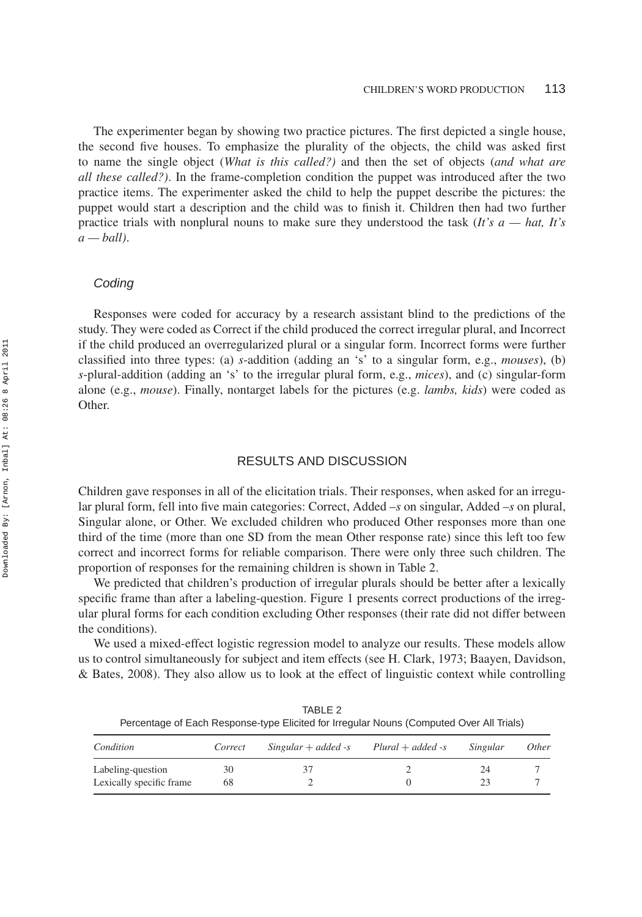The experimenter began by showing two practice pictures. The first depicted a single house, the second five houses. To emphasize the plurality of the objects, the child was asked first to name the single object (*What is this called?)* and then the set of objects (*and what are all these called?)*. In the frame-completion condition the puppet was introduced after the two practice items. The experimenter asked the child to help the puppet describe the pictures: the puppet would start a description and the child was to finish it. Children then had two further practice trials with nonplural nouns to make sure they understood the task (*It's a — hat, It's a — ball)*.

### Coding

Responses were coded for accuracy by a research assistant blind to the predictions of the study. They were coded as Correct if the child produced the correct irregular plural, and Incorrect if the child produced an overregularized plural or a singular form. Incorrect forms were further classified into three types: (a) *s*-addition (adding an 's' to a singular form, e.g., *mouses*), (b) *s*-plural-addition (adding an 's' to the irregular plural form, e.g., *mices*), and (c) singular-form alone (e.g., *mouse*). Finally, nontarget labels for the pictures (e.g. *lambs, kids*) were coded as Other.

## RESULTS AND DISCUSSION

Children gave responses in all of the elicitation trials. Their responses, when asked for an irregular plural form, fell into five main categories: Correct, Added –*s* on singular, Added –*s* on plural, Singular alone, or Other. We excluded children who produced Other responses more than one third of the time (more than one SD from the mean Other response rate) since this left too few correct and incorrect forms for reliable comparison. There were only three such children. The proportion of responses for the remaining children is shown in Table 2.

We predicted that children's production of irregular plurals should be better after a lexically specific frame than after a labeling-question. Figure 1 presents correct productions of the irregular plural forms for each condition excluding Other responses (their rate did not differ between the conditions).

We used a mixed-effect logistic regression model to analyze our results. These models allow us to control simultaneously for subject and item effects (see H. Clark, 1973; Baayen, Davidson, & Bates, 2008). They also allow us to look at the effect of linguistic context while controlling

TABLE 2
Percentage of Each Response-type Elicited for Irregular Nouns (Computed Over All Trials)

| *Condition* | *Correct* | *Singular + added -s* | *Plural + added -s* | *Singular* | *Other* |
|---|---|---|---|---|---|
| Labeling-question | 30 | 37 | 2 | 24 | 7 |
| Lexically specific frame | 68 | 2 | 0 | 23 | 7 |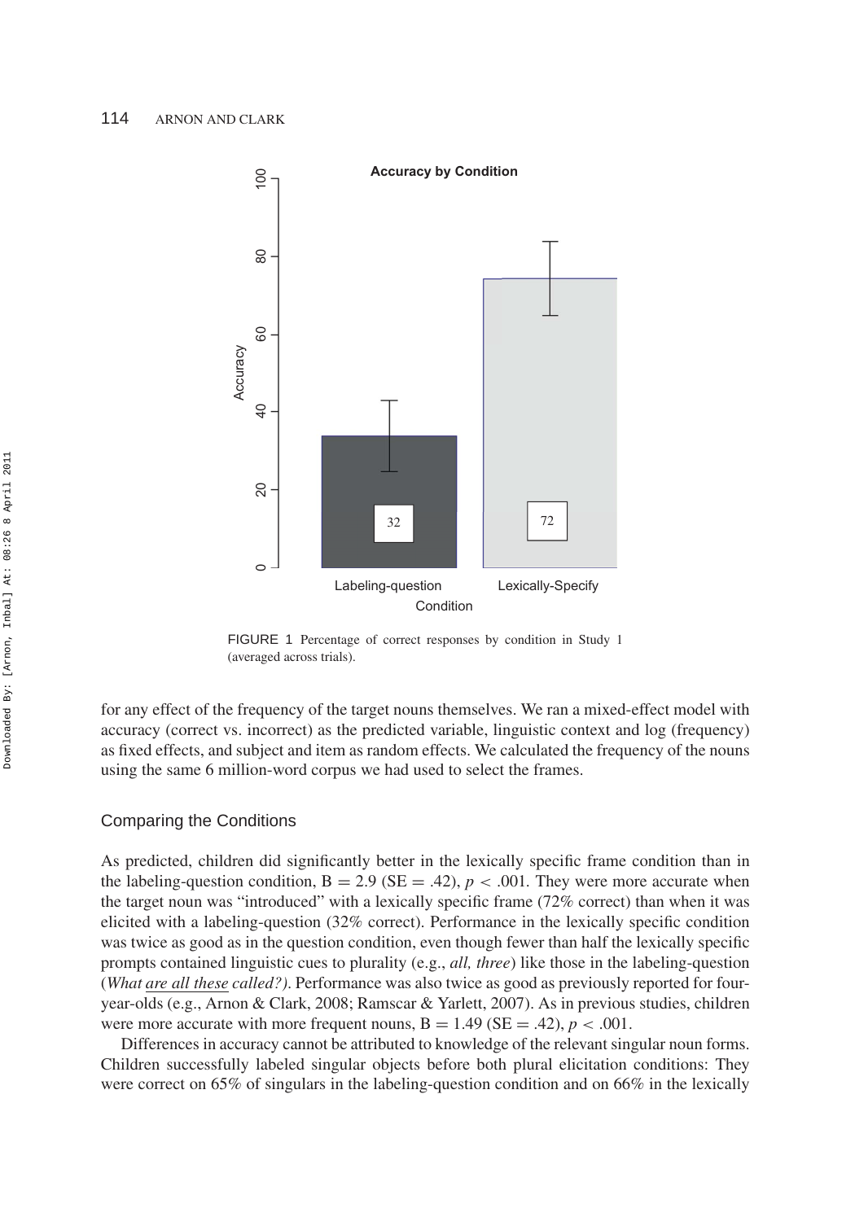FIGURE 1 Percentage of correct responses by condition in Study 1 (averaged across trials).

for any effect of the frequency of the target nouns themselves. We ran a mixed-effect model with accuracy (correct vs. incorrect) as the predicted variable, linguistic context and log (frequency) as fixed effects, and subject and item as random effects. We calculated the frequency of the nouns using the same 6 million-word corpus we had used to select the frames.

## Comparing the Conditions

As predicted, children did significantly better in the lexically specific frame condition than in the labeling-question condition, $B = 2.9$ ($SE = .42$), $p < .001$. They were more accurate when the target noun was "introduced" with a lexically specific frame (72% correct) than when it was elicited with a labeling-question (32% correct). Performance in the lexically specific condition was twice as good as in the question condition, even though fewer than half the lexically specific prompts contained linguistic cues to plurality (e.g., *all, three*) like those in the labeling-question (*What are all these called?)*. Performance was also twice as good as previously reported for four-year-olds (e.g., Arnon & Clark, 2008; Ramscar & Yarlett, 2007). As in previous studies, children were more accurate with more frequent nouns, $B = 1.49$ ($SE = .42$), $p < .001$.

Differences in accuracy cannot be attributed to knowledge of the relevant singular noun forms. Children successfully labeled singular objects before both plural elicitation conditions: They were correct on 65% of singulars in the labeling-question condition and on 66% in the lexically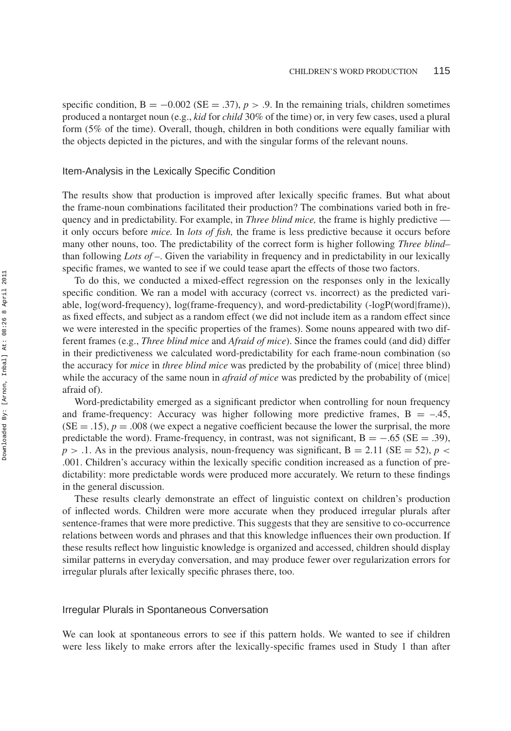specific condition, $B = -0.002$ ($SE = .37$), $p > .9$. In the remaining trials, children sometimes produced a nontarget noun (e.g., *kid* for *child* 30% of the time) or, in very few cases, used a plural form (5% of the time). Overall, though, children in both conditions were equally familiar with the objects depicted in the pictures, and with the singular forms of the relevant nouns.

### Item-Analysis in the Lexically Specific Condition

The results show that production is improved after lexically specific frames. But what about the frame-noun combinations facilitated their production? The combinations varied both in frequency and in predictability. For example, in *Three blind mice,* the frame is highly predictive — it only occurs before *mice.* In *lots of fish,* the frame is less predictive because it occurs before many other nouns, too. The predictability of the correct form is higher following *Three blind*– than following *Lots of* –. Given the variability in frequency and in predictability in our lexically specific frames, we wanted to see if we could tease apart the effects of those two factors.

To do this, we conducted a mixed-effect regression on the responses only in the lexically specific condition. We ran a model with accuracy (correct vs. incorrect) as the predicted variable, log(word-frequency), log(frame-frequency), and word-predictability (-logP(word|frame)), as fixed effects, and subject as a random effect (we did not include item as a random effect since we were interested in the specific properties of the frames). Some nouns appeared with two different frames (e.g., *Three blind mice* and *Afraid of mice*). Since the frames could (and did) differ in their predictiveness we calculated word-predictability for each frame-noun combination (so the accuracy for *mice* in *three blind mice* was predicted by the probability of (mice| three blind) while the accuracy of the same noun in *afraid of mice* was predicted by the probability of (mice| afraid of).

Word-predictability emerged as a significant predictor when controlling for noun frequency and frame-frequency: Accuracy was higher following more predictive frames, $B = -.45$, ($SE = .15$), $p = .008$ (we expect a negative coefficient because the lower the surprisal, the more predictable the word). Frame-frequency, in contrast, was not significant, $B = -.65$ ($SE = .39$), $p > .1$. As in the previous analysis, noun-frequency was significant, $B = 2.11$ ($SE = 52$), $p < .001$. Children's accuracy within the lexically specific condition increased as a function of predictability: more predictable words were produced more accurately. We return to these findings in the general discussion.

These results clearly demonstrate an effect of linguistic context on children's production of inflected words. Children were more accurate when they produced irregular plurals after sentence-frames that were more predictive. This suggests that they are sensitive to co-occurrence relations between words and phrases and that this knowledge influences their own production. If these results reflect how linguistic knowledge is organized and accessed, children should display similar patterns in everyday conversation, and may produce fewer over regularization errors for irregular plurals after lexically specific phrases there, too.

### Irregular Plurals in Spontaneous Conversation

We can look at spontaneous errors to see if this pattern holds. We wanted to see if children were less likely to make errors after the lexically-specific frames used in Study 1 than after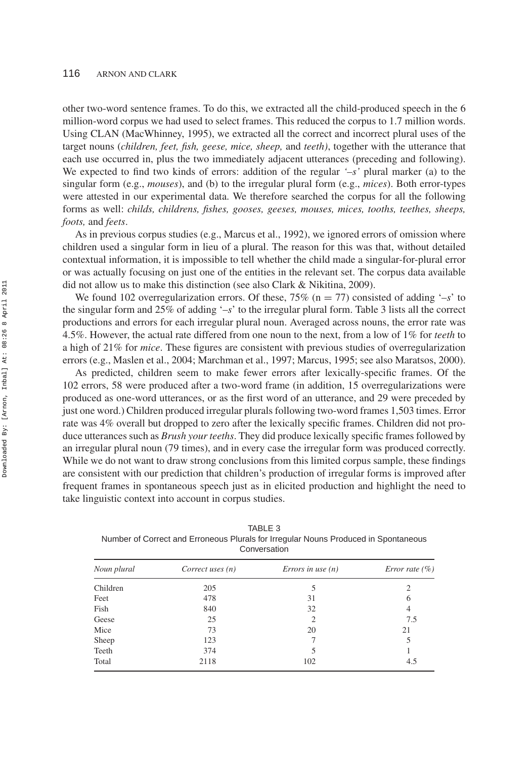other two-word sentence frames. To do this, we extracted all the child-produced speech in the 6 million-word corpus we had used to select frames. This reduced the corpus to 1.7 million words. Using CLAN (MacWhinney, 1995), we extracted all the correct and incorrect plural uses of the target nouns (*children, feet, fish, geese, mice, sheep,* and *teeth)*, together with the utterance that each use occurred in, plus the two immediately adjacent utterances (preceding and following). We expected to find two kinds of errors: addition of the regular *'–s'* plural marker (a) to the singular form (e.g., *mouses*), and (b) to the irregular plural form (e.g., *mices*). Both error-types were attested in our experimental data. We therefore searched the corpus for all the following forms as well: *childs, childrens, fishes, gooses, geeses, mouses, mices, tooths, teethes, sheeps, foots,* and *feets*.

As in previous corpus studies (e.g., Marcus et al., 1992), we ignored errors of omission where children used a singular form in lieu of a plural. The reason for this was that, without detailed contextual information, it is impossible to tell whether the child made a singular-for-plural error or was actually focusing on just one of the entities in the relevant set. The corpus data available did not allow us to make this distinction (see also Clark & Nikitina, 2009).

We found 102 overregularization errors. Of these, 75% ($n = 77$) consisted of adding '*–s*' to the singular form and 25% of adding '*–s*' to the irregular plural form. Table 3 lists all the correct productions and errors for each irregular plural noun. Averaged across nouns, the error rate was 4.5%. However, the actual rate differed from one noun to the next, from a low of 1% for *teeth* to a high of 21% for *mice*. These figures are consistent with previous studies of overregularization errors (e.g., Maslen et al., 2004; Marchman et al., 1997; Marcus, 1995; see also Maratsos, 2000).

As predicted, children seem to make fewer errors after lexically-specific frames. Of the 102 errors, 58 were produced after a two-word frame (in addition, 15 overregularizations were produced as one-word utterances, or as the first word of an utterance, and 29 were preceded by just one word.) Children produced irregular plurals following two-word frames 1,503 times. Error rate was 4% overall but dropped to zero after the lexically specific frames. Children did not produce utterances such as *Brush your teeths*. They did produce lexically specific frames followed by an irregular plural noun (79 times), and in every case the irregular form was produced correctly. While we do not want to draw strong conclusions from this limited corpus sample, these findings are consistent with our prediction that children's production of irregular forms is improved after frequent frames in spontaneous speech just as in elicited production and highlight the need to take linguistic context into account in corpus studies.

TABLE 3
Number of Correct and Erroneous Plurals for Irregular Nouns Produced in Spontaneous Conversation

| *Noun plural* | *Correct uses (n)* | *Errors in use (n)* | *Error rate (%)* |
|---|---|---|---|
| Children | 205 | 5 | 2 |
| Feet | 478 | 31 | 6 |
| Fish | 840 | 32 | 4 |
| Geese | 25 | 2 | 7.5 |
| Mice | 73 | 20 | 21 |
| Sheep | 123 | 7 | 5 |
| Teeth | 374 | 5 | 1 |
| Total | 2118 | 102 | 4.5 |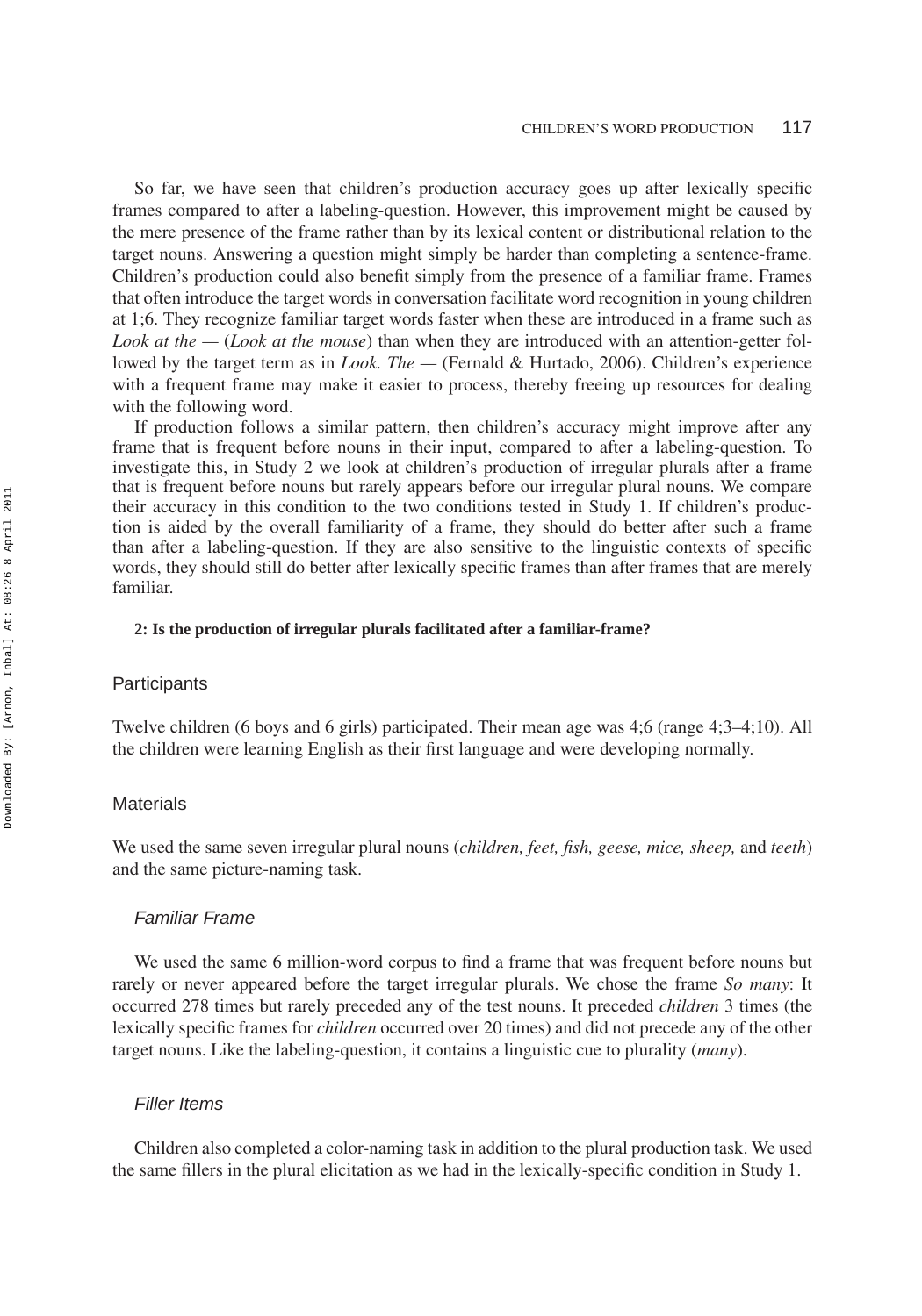So far, we have seen that children's production accuracy goes up after lexically specific frames compared to after a labeling-question. However, this improvement might be caused by the mere presence of the frame rather than by its lexical content or distributional relation to the target nouns. Answering a question might simply be harder than completing a sentence-frame. Children's production could also benefit simply from the presence of a familiar frame. Frames that often introduce the target words in conversation facilitate word recognition in young children at 1;6. They recognize familiar target words faster when these are introduced in a frame such as *Look at the —* (*Look at the mouse*) than when they are introduced with an attention-getter followed by the target term as in *Look. The —* (Fernald & Hurtado, 2006). Children's experience with a frequent frame may make it easier to process, thereby freeing up resources for dealing with the following word.

If production follows a similar pattern, then children's accuracy might improve after any frame that is frequent before nouns in their input, compared to after a labeling-question. To investigate this, in Study 2 we look at children's production of irregular plurals after a frame that is frequent before nouns but rarely appears before our irregular plural nouns. We compare their accuracy in this condition to the two conditions tested in Study 1. If children's production is aided by the overall familiarity of a frame, they should do better after such a frame than after a labeling-question. If they are also sensitive to the linguistic contexts of specific words, they should still do better after lexically specific frames than after frames that are merely familiar.

**2: Is the production of irregular plurals facilitated after a familiar-frame?**

## Participants

Twelve children (6 boys and 6 girls) participated. Their mean age was 4;6 (range 4;3–4;10). All the children were learning English as their first language and were developing normally.

## Materials

We used the same seven irregular plural nouns (*children, feet, fish, geese, mice, sheep,* and *teeth*) and the same picture-naming task.

### *Familiar Frame*

We used the same 6 million-word corpus to find a frame that was frequent before nouns but rarely or never appeared before the target irregular plurals. We chose the frame *So many*: It occurred 278 times but rarely preceded any of the test nouns. It preceded *children* 3 times (the lexically specific frames for *children* occurred over 20 times) and did not precede any of the other target nouns. Like the labeling-question, it contains a linguistic cue to plurality (*many*).

### *Filler Items*

Children also completed a color-naming task in addition to the plural production task. We used the same fillers in the plural elicitation as we had in the lexically-specific condition in Study 1.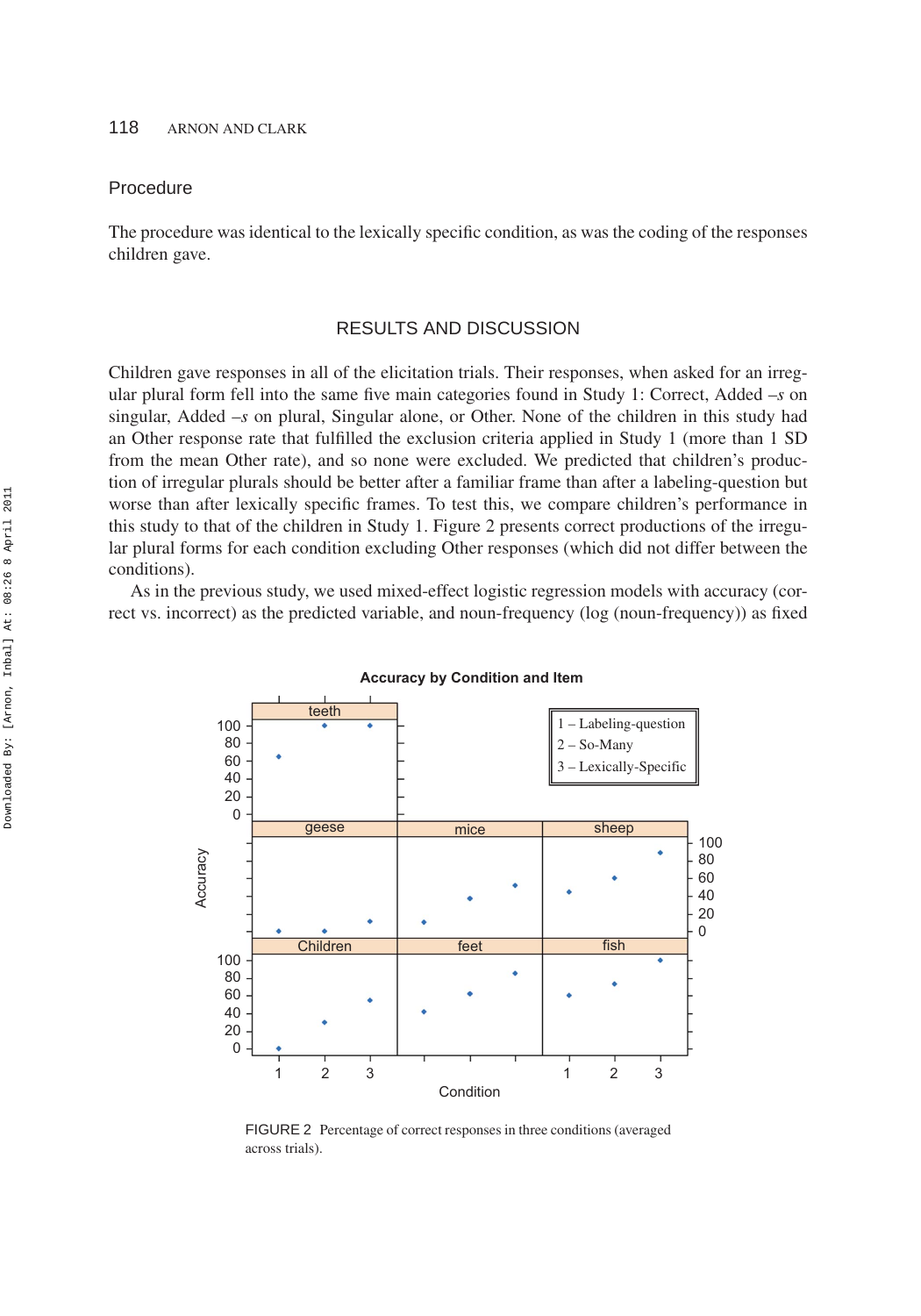## Procedure

The procedure was identical to the lexically specific condition, as was the coding of the responses children gave.

## RESULTS AND DISCUSSION

Children gave responses in all of the elicitation trials. Their responses, when asked for an irregular plural form fell into the same five main categories found in Study 1: Correct, Added –*s* on singular, Added –*s* on plural, Singular alone, or Other. None of the children in this study had an Other response rate that fulfilled the exclusion criteria applied in Study 1 (more than 1 SD from the mean Other rate), and so none were excluded. We predicted that children's production of irregular plurals should be better after a familiar frame than after a labeling-question but worse than after lexically specific frames. To test this, we compare children's performance in this study to that of the children in Study 1. Figure 2 presents correct productions of the irregular plural forms for each condition excluding Other responses (which did not differ between the conditions).

As in the previous study, we used mixed-effect logistic regression models with accuracy (correct vs. incorrect) as the predicted variable, and noun-frequency (log (noun-frequency)) as fixed

FIGURE 2 Percentage of correct responses in three conditions (averaged across trials).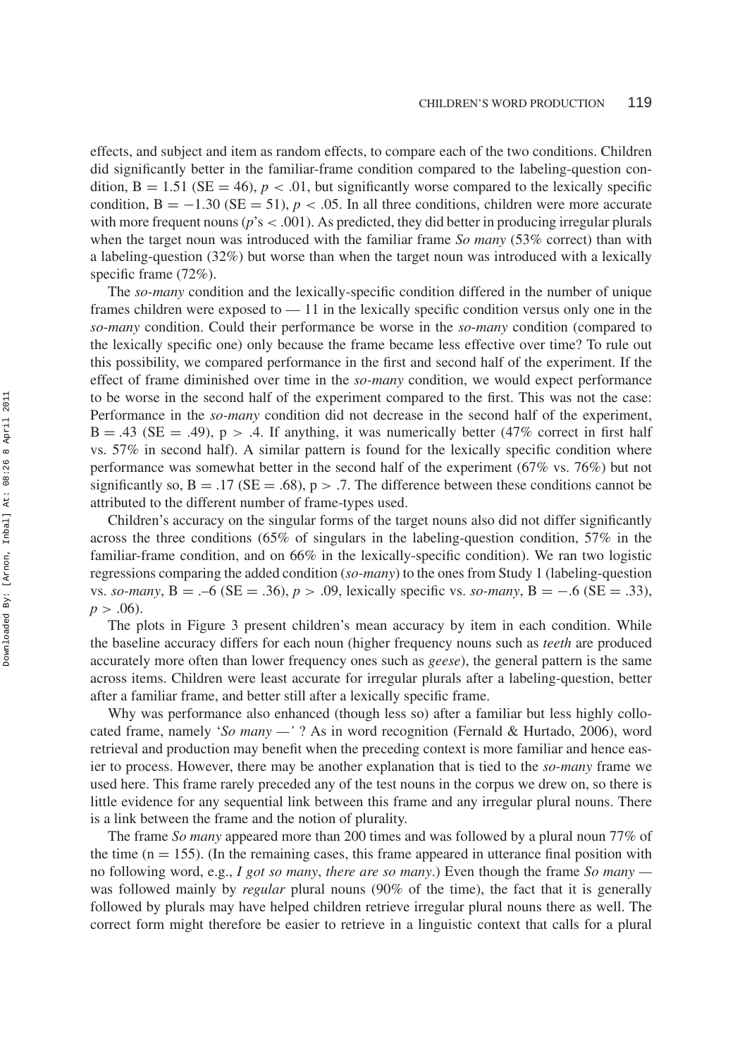effects, and subject and item as random effects, to compare each of the two conditions. Children did significantly better in the familiar-frame condition compared to the labeling-question condition, $B = 1.51$ (SE = 46), $p < .01$, but significantly worse compared to the lexically specific condition, $B = -1.30$ (SE = 51), $p < .05$. In all three conditions, children were more accurate with more frequent nouns ($p$'s $< .001$). As predicted, they did better in producing irregular plurals when the target noun was introduced with the familiar frame *So many* (53% correct) than with a labeling-question (32%) but worse than when the target noun was introduced with a lexically specific frame (72%).

The *so-many* condition and the lexically-specific condition differed in the number of unique frames children were exposed to — 11 in the lexically specific condition versus only one in the *so-many* condition. Could their performance be worse in the *so-many* condition (compared to the lexically specific one) only because the frame became less effective over time? To rule out this possibility, we compared performance in the first and second half of the experiment. If the effect of frame diminished over time in the *so-many* condition, we would expect performance to be worse in the second half of the experiment compared to the first. This was not the case: Performance in the *so-many* condition did not decrease in the second half of the experiment, $B = .43$ (SE = .49), $p > .4$. If anything, it was numerically better (47% correct in first half vs. 57% in second half). A similar pattern is found for the lexically specific condition where performance was somewhat better in the second half of the experiment (67% vs. 76%) but not significantly so, $B = .17$ (SE = .68), $p > .7$. The difference between these conditions cannot be attributed to the different number of frame-types used.

Children's accuracy on the singular forms of the target nouns also did not differ significantly across the three conditions (65% of singulars in the labeling-question condition, 57% in the familiar-frame condition, and on 66% in the lexically-specific condition). We ran two logistic regressions comparing the added condition (*so-many*) to the ones from Study 1 (labeling-question vs. *so-many*, $B = .–6$ (SE = .36), $p > .09$, lexically specific vs. *so-many*, $B = -.6$ (SE = .33), $p > .06$).

The plots in Figure 3 present children's mean accuracy by item in each condition. While the baseline accuracy differs for each noun (higher frequency nouns such as *teeth* are produced accurately more often than lower frequency ones such as *geese*), the general pattern is the same across items. Children were least accurate for irregular plurals after a labeling-question, better after a familiar frame, and better still after a lexically specific frame.

Why was performance also enhanced (though less so) after a familiar but less highly collocated frame, namely '*So many —'* ? As in word recognition (Fernald & Hurtado, 2006), word retrieval and production may benefit when the preceding context is more familiar and hence easier to process. However, there may be another explanation that is tied to the *so-many* frame we used here. This frame rarely preceded any of the test nouns in the corpus we drew on, so there is little evidence for any sequential link between this frame and any irregular plural nouns. There is a link between the frame and the notion of plurality.

The frame *So many* appeared more than 200 times and was followed by a plural noun 77% of the time (n = 155). (In the remaining cases, this frame appeared in utterance final position with no following word, e.g., *I got so many*, *there are so many*.) Even though the frame *So many —* was followed mainly by *regular* plural nouns (90% of the time), the fact that it is generally followed by plurals may have helped children retrieve irregular plural nouns there as well. The correct form might therefore be easier to retrieve in a linguistic context that calls for a plural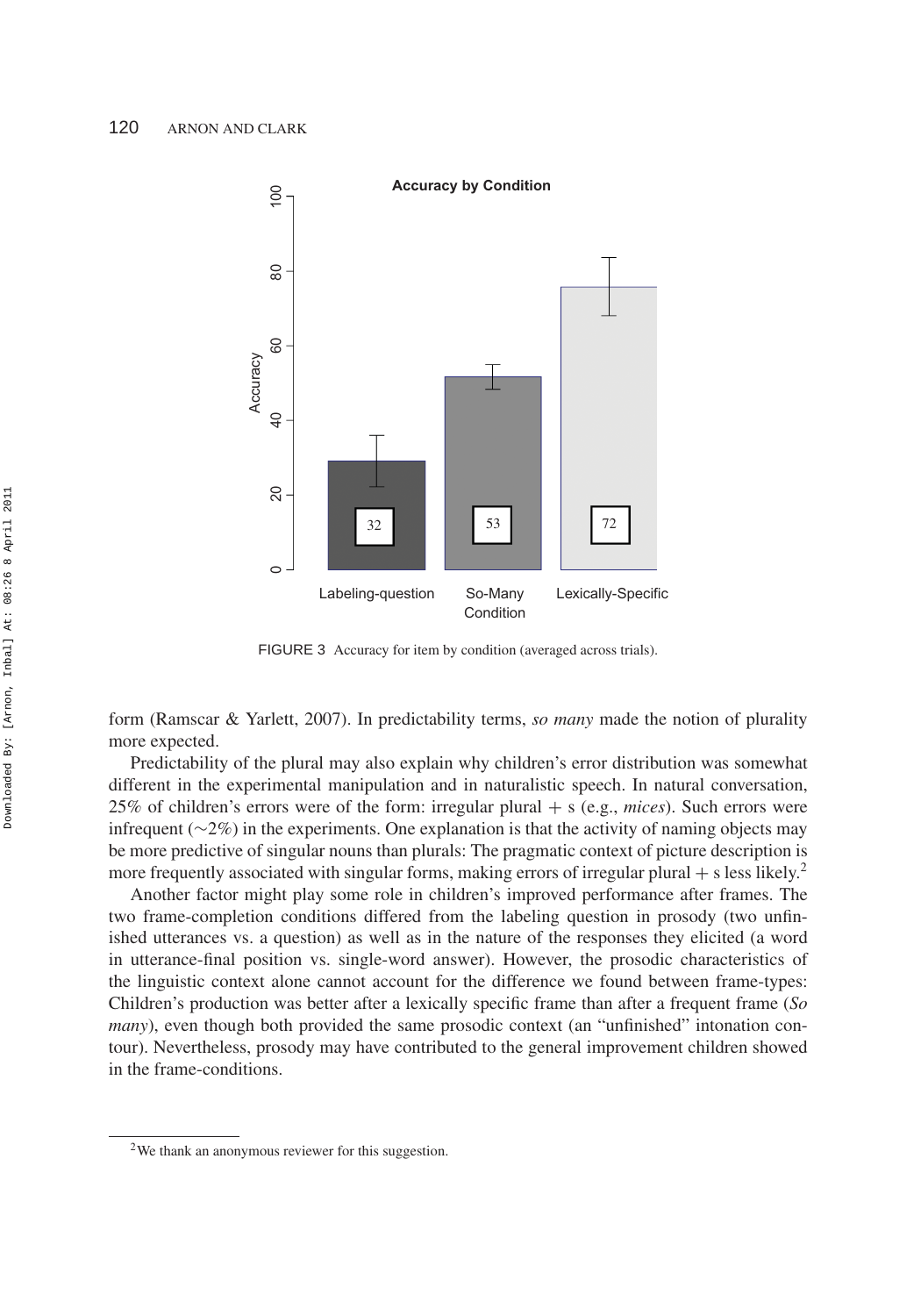FIGURE 3 Accuracy for item by condition (averaged across trials).

form (Ramscar & Yarlett, 2007). In predictability terms, *so many* made the notion of plurality more expected.

Predictability of the plural may also explain why children's error distribution was somewhat different in the experimental manipulation and in naturalistic speech. In natural conversation, 25% of children's errors were of the form: irregular plural + s (e.g., *mices*). Such errors were infrequent (~2%) in the experiments. One explanation is that the activity of naming objects may be more predictive of singular nouns than plurals: The pragmatic context of picture description is more frequently associated with singular forms, making errors of irregular plural + s less likely.[2]

Another factor might play some role in children's improved performance after frames. The two frame-completion conditions differed from the labeling question in prosody (two unfinished utterances vs. a question) as well as in the nature of the responses they elicited (a word in utterance-final position vs. single-word answer). However, the prosodic characteristics of the linguistic context alone cannot account for the difference we found between frame-types: Children's production was better after a lexically specific frame than after a frequent frame (*So many*), even though both provided the same prosodic context (an "unfinished" intonation contour). Nevertheless, prosody may have contributed to the general improvement children showed in the frame-conditions.

[2]We thank an anonymous reviewer for this suggestion.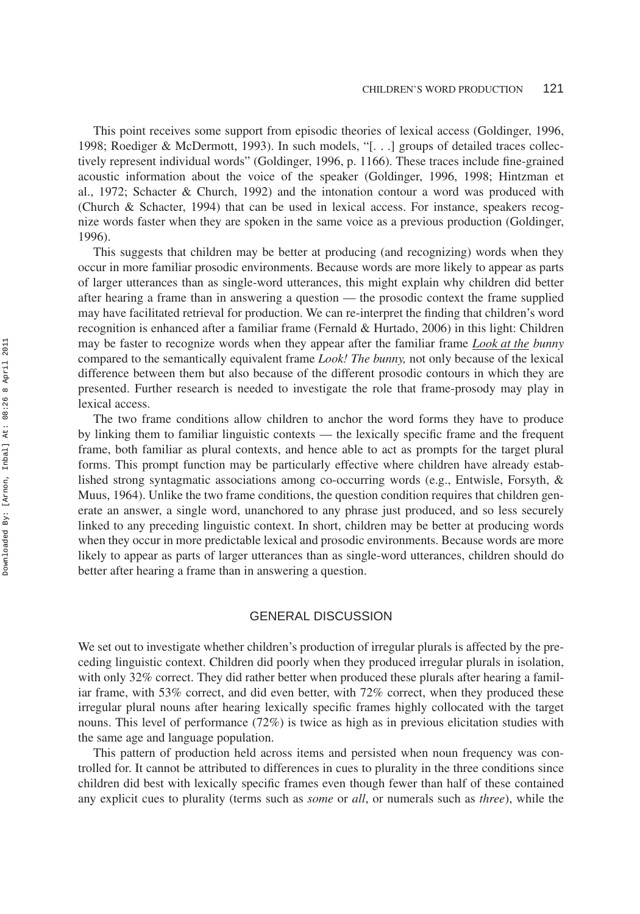This point receives some support from episodic theories of lexical access (Goldinger, 1996, 1998; Roediger & McDermott, 1993). In such models, "[. . .] groups of detailed traces collectively represent individual words" (Goldinger, 1996, p. 1166). These traces include fine-grained acoustic information about the voice of the speaker (Goldinger, 1996, 1998; Hintzman et al., 1972; Schacter & Church, 1992) and the intonation contour a word was produced with (Church & Schacter, 1994) that can be used in lexical access. For instance, speakers recognize words faster when they are spoken in the same voice as a previous production (Goldinger, 1996).

This suggests that children may be better at producing (and recognizing) words when they occur in more familiar prosodic environments. Because words are more likely to appear as parts of larger utterances than as single-word utterances, this might explain why children did better after hearing a frame than in answering a question — the prosodic context the frame supplied may have facilitated retrieval for production. We can re-interpret the finding that children's word recognition is enhanced after a familiar frame (Fernald & Hurtado, 2006) in this light: Children may be faster to recognize words when they appear after the familiar frame *Look at the bunny* compared to the semantically equivalent frame *Look! The bunny,* not only because of the lexical difference between them but also because of the different prosodic contours in which they are presented. Further research is needed to investigate the role that frame-prosody may play in lexical access.

The two frame conditions allow children to anchor the word forms they have to produce by linking them to familiar linguistic contexts — the lexically specific frame and the frequent frame, both familiar as plural contexts, and hence able to act as prompts for the target plural forms. This prompt function may be particularly effective where children have already established strong syntagmatic associations among co-occurring words (e.g., Entwisle, Forsyth, & Muus, 1964). Unlike the two frame conditions, the question condition requires that children generate an answer, a single word, unanchored to any phrase just produced, and so less securely linked to any preceding linguistic context. In short, children may be better at producing words when they occur in more predictable lexical and prosodic environments. Because words are more likely to appear as parts of larger utterances than as single-word utterances, children should do better after hearing a frame than in answering a question.

## GENERAL DISCUSSION

We set out to investigate whether children's production of irregular plurals is affected by the preceding linguistic context. Children did poorly when they produced irregular plurals in isolation, with only 32% correct. They did rather better when produced these plurals after hearing a familiar frame, with 53% correct, and did even better, with 72% correct, when they produced these irregular plural nouns after hearing lexically specific frames highly collocated with the target nouns. This level of performance (72%) is twice as high as in previous elicitation studies with the same age and language population.

This pattern of production held across items and persisted when noun frequency was controlled for. It cannot be attributed to differences in cues to plurality in the three conditions since children did best with lexically specific frames even though fewer than half of these contained any explicit cues to plurality (terms such as *some* or *all*, or numerals such as *three*), while the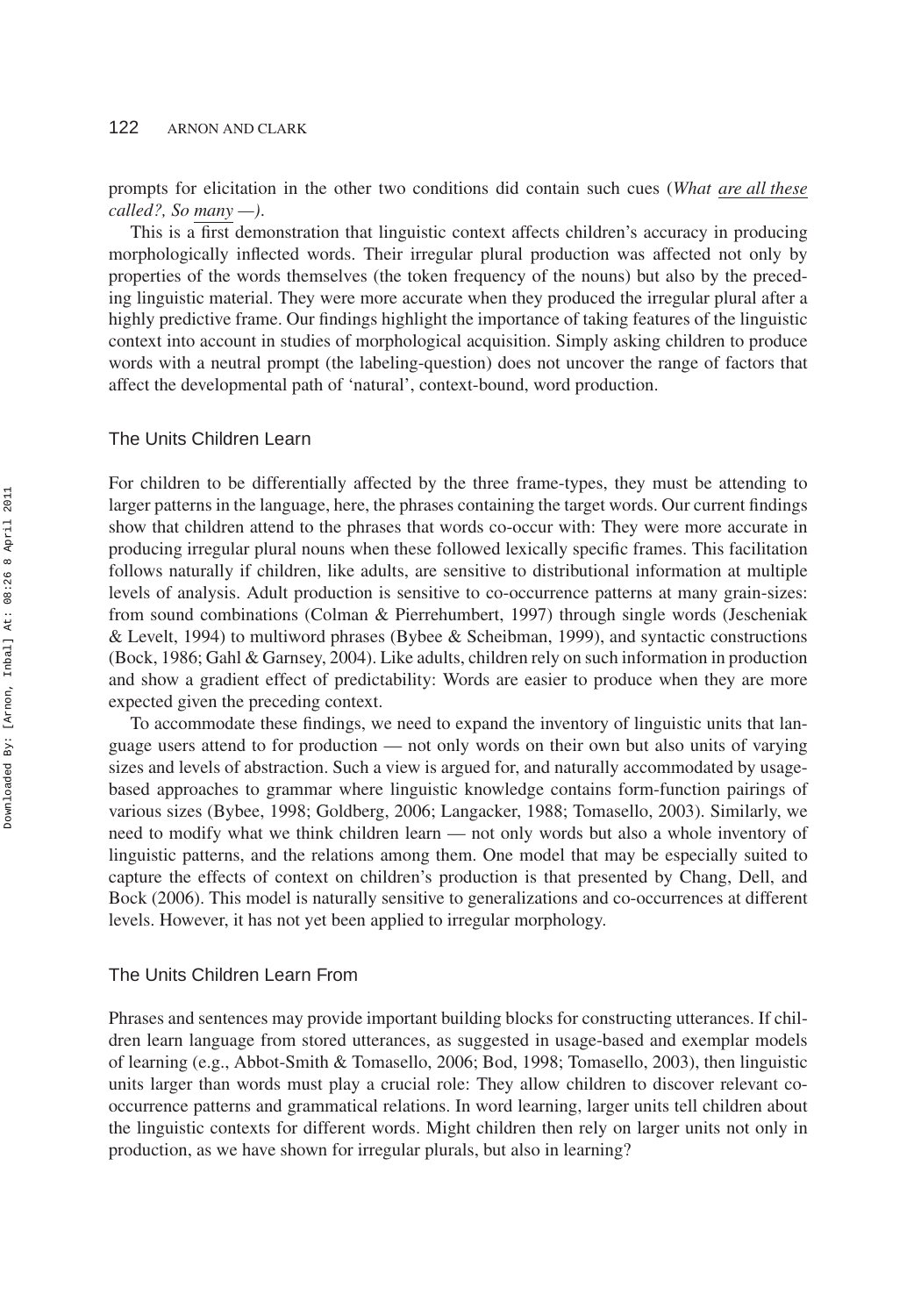prompts for elicitation in the other two conditions did contain such cues (*What are all these called?, So many —*).

This is a first demonstration that linguistic context affects children's accuracy in producing morphologically inflected words. Their irregular plural production was affected not only by properties of the words themselves (the token frequency of the nouns) but also by the preceding linguistic material. They were more accurate when they produced the irregular plural after a highly predictive frame. Our findings highlight the importance of taking features of the linguistic context into account in studies of morphological acquisition. Simply asking children to produce words with a neutral prompt (the labeling-question) does not uncover the range of factors that affect the developmental path of 'natural', context-bound, word production.

## The Units Children Learn

For children to be differentially affected by the three frame-types, they must be attending to larger patterns in the language, here, the phrases containing the target words. Our current findings show that children attend to the phrases that words co-occur with: They were more accurate in producing irregular plural nouns when these followed lexically specific frames. This facilitation follows naturally if children, like adults, are sensitive to distributional information at multiple levels of analysis. Adult production is sensitive to co-occurrence patterns at many grain-sizes: from sound combinations (Colman & Pierrehumbert, 1997) through single words (Jescheniak & Levelt, 1994) to multiword phrases (Bybee & Scheibman, 1999), and syntactic constructions (Bock, 1986; Gahl & Garnsey, 2004). Like adults, children rely on such information in production and show a gradient effect of predictability: Words are easier to produce when they are more expected given the preceding context.

To accommodate these findings, we need to expand the inventory of linguistic units that language users attend to for production — not only words on their own but also units of varying sizes and levels of abstraction. Such a view is argued for, and naturally accommodated by usage-based approaches to grammar where linguistic knowledge contains form-function pairings of various sizes (Bybee, 1998; Goldberg, 2006; Langacker, 1988; Tomasello, 2003). Similarly, we need to modify what we think children learn — not only words but also a whole inventory of linguistic patterns, and the relations among them. One model that may be especially suited to capture the effects of context on children's production is that presented by Chang, Dell, and Bock (2006). This model is naturally sensitive to generalizations and co-occurrences at different levels. However, it has not yet been applied to irregular morphology.

## The Units Children Learn From

Phrases and sentences may provide important building blocks for constructing utterances. If children learn language from stored utterances, as suggested in usage-based and exemplar models of learning (e.g., Abbot-Smith & Tomasello, 2006; Bod, 1998; Tomasello, 2003), then linguistic units larger than words must play a crucial role: They allow children to discover relevant co-occurrence patterns and grammatical relations. In word learning, larger units tell children about the linguistic contexts for different words. Might children then rely on larger units not only in production, as we have shown for irregular plurals, but also in learning?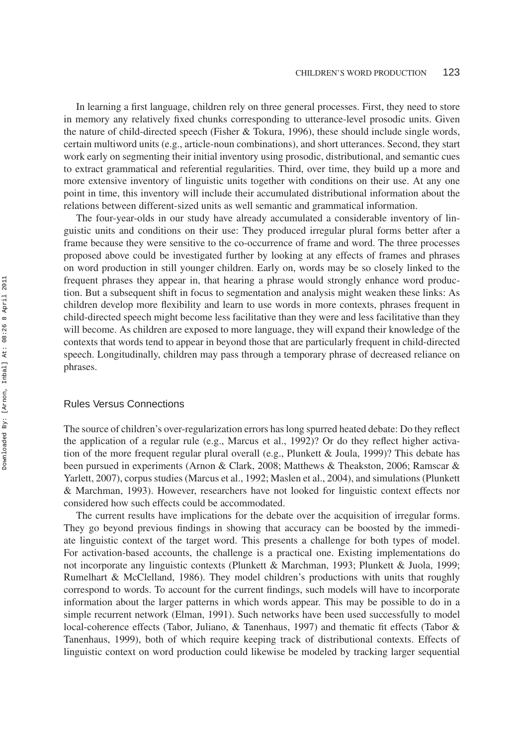In learning a first language, children rely on three general processes. First, they need to store in memory any relatively fixed chunks corresponding to utterance-level prosodic units. Given the nature of child-directed speech (Fisher & Tokura, 1996), these should include single words, certain multiword units (e.g., article-noun combinations), and short utterances. Second, they start work early on segmenting their initial inventory using prosodic, distributional, and semantic cues to extract grammatical and referential regularities. Third, over time, they build up a more and more extensive inventory of linguistic units together with conditions on their use. At any one point in time, this inventory will include their accumulated distributional information about the relations between different-sized units as well semantic and grammatical information.

The four-year-olds in our study have already accumulated a considerable inventory of linguistic units and conditions on their use: They produced irregular plural forms better after a frame because they were sensitive to the co-occurrence of frame and word. The three processes proposed above could be investigated further by looking at any effects of frames and phrases on word production in still younger children. Early on, words may be so closely linked to the frequent phrases they appear in, that hearing a phrase would strongly enhance word production. But a subsequent shift in focus to segmentation and analysis might weaken these links: As children develop more flexibility and learn to use words in more contexts, phrases frequent in child-directed speech might become less facilitative than they were and less facilitative than they will become. As children are exposed to more language, they will expand their knowledge of the contexts that words tend to appear in beyond those that are particularly frequent in child-directed speech. Longitudinally, children may pass through a temporary phrase of decreased reliance on phrases.

## Rules Versus Connections

The source of children's over-regularization errors has long spurred heated debate: Do they reflect the application of a regular rule (e.g., Marcus et al., 1992)? Or do they reflect higher activation of the more frequent regular plural overall (e.g., Plunkett & Joula, 1999)? This debate has been pursued in experiments (Arnon & Clark, 2008; Matthews & Theakston, 2006; Ramscar & Yarlett, 2007), corpus studies (Marcus et al., 1992; Maslen et al., 2004), and simulations (Plunkett & Marchman, 1993). However, researchers have not looked for linguistic context effects nor considered how such effects could be accommodated.

The current results have implications for the debate over the acquisition of irregular forms. They go beyond previous findings in showing that accuracy can be boosted by the immediate linguistic context of the target word. This presents a challenge for both types of model. For activation-based accounts, the challenge is a practical one. Existing implementations do not incorporate any linguistic contexts (Plunkett & Marchman, 1993; Plunkett & Juola, 1999; Rumelhart & McClelland, 1986). They model children's productions with units that roughly correspond to words. To account for the current findings, such models will have to incorporate information about the larger patterns in which words appear. This may be possible to do in a simple recurrent network (Elman, 1991). Such networks have been used successfully to model local-coherence effects (Tabor, Juliano, & Tanenhaus, 1997) and thematic fit effects (Tabor & Tanenhaus, 1999), both of which require keeping track of distributional contexts. Effects of linguistic context on word production could likewise be modeled by tracking larger sequential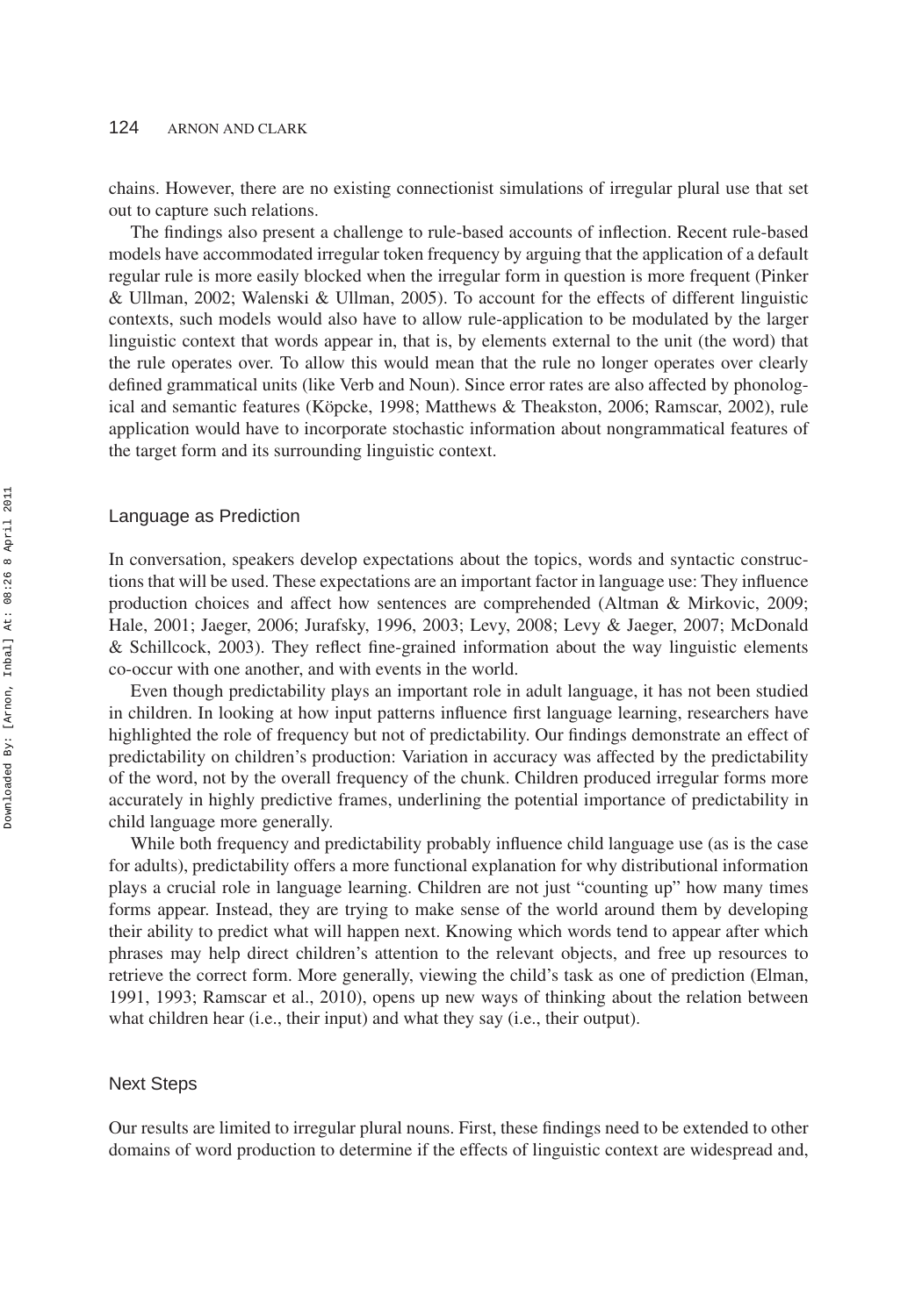chains. However, there are no existing connectionist simulations of irregular plural use that set out to capture such relations.

The findings also present a challenge to rule-based accounts of inflection. Recent rule-based models have accommodated irregular token frequency by arguing that the application of a default regular rule is more easily blocked when the irregular form in question is more frequent (Pinker & Ullman, 2002; Walenski & Ullman, 2005). To account for the effects of different linguistic contexts, such models would also have to allow rule-application to be modulated by the larger linguistic context that words appear in, that is, by elements external to the unit (the word) that the rule operates over. To allow this would mean that the rule no longer operates over clearly defined grammatical units (like Verb and Noun). Since error rates are also affected by phonological and semantic features (Köpcke, 1998; Matthews & Theakston, 2006; Ramscar, 2002), rule application would have to incorporate stochastic information about nongrammatical features of the target form and its surrounding linguistic context.

## Language as Prediction

In conversation, speakers develop expectations about the topics, words and syntactic constructions that will be used. These expectations are an important factor in language use: They influence production choices and affect how sentences are comprehended (Altman & Mirkovic, 2009; Hale, 2001; Jaeger, 2006; Jurafsky, 1996, 2003; Levy, 2008; Levy & Jaeger, 2007; McDonald & Schillcock, 2003). They reflect fine-grained information about the way linguistic elements co-occur with one another, and with events in the world.

Even though predictability plays an important role in adult language, it has not been studied in children. In looking at how input patterns influence first language learning, researchers have highlighted the role of frequency but not of predictability. Our findings demonstrate an effect of predictability on children's production: Variation in accuracy was affected by the predictability of the word, not by the overall frequency of the chunk. Children produced irregular forms more accurately in highly predictive frames, underlining the potential importance of predictability in child language more generally.

While both frequency and predictability probably influence child language use (as is the case for adults), predictability offers a more functional explanation for why distributional information plays a crucial role in language learning. Children are not just "counting up" how many times forms appear. Instead, they are trying to make sense of the world around them by developing their ability to predict what will happen next. Knowing which words tend to appear after which phrases may help direct children's attention to the relevant objects, and free up resources to retrieve the correct form. More generally, viewing the child's task as one of prediction (Elman, 1991, 1993; Ramscar et al., 2010), opens up new ways of thinking about the relation between what children hear (i.e., their input) and what they say (i.e., their output).

## Next Steps

Our results are limited to irregular plural nouns. First, these findings need to be extended to other domains of word production to determine if the effects of linguistic context are widespread and,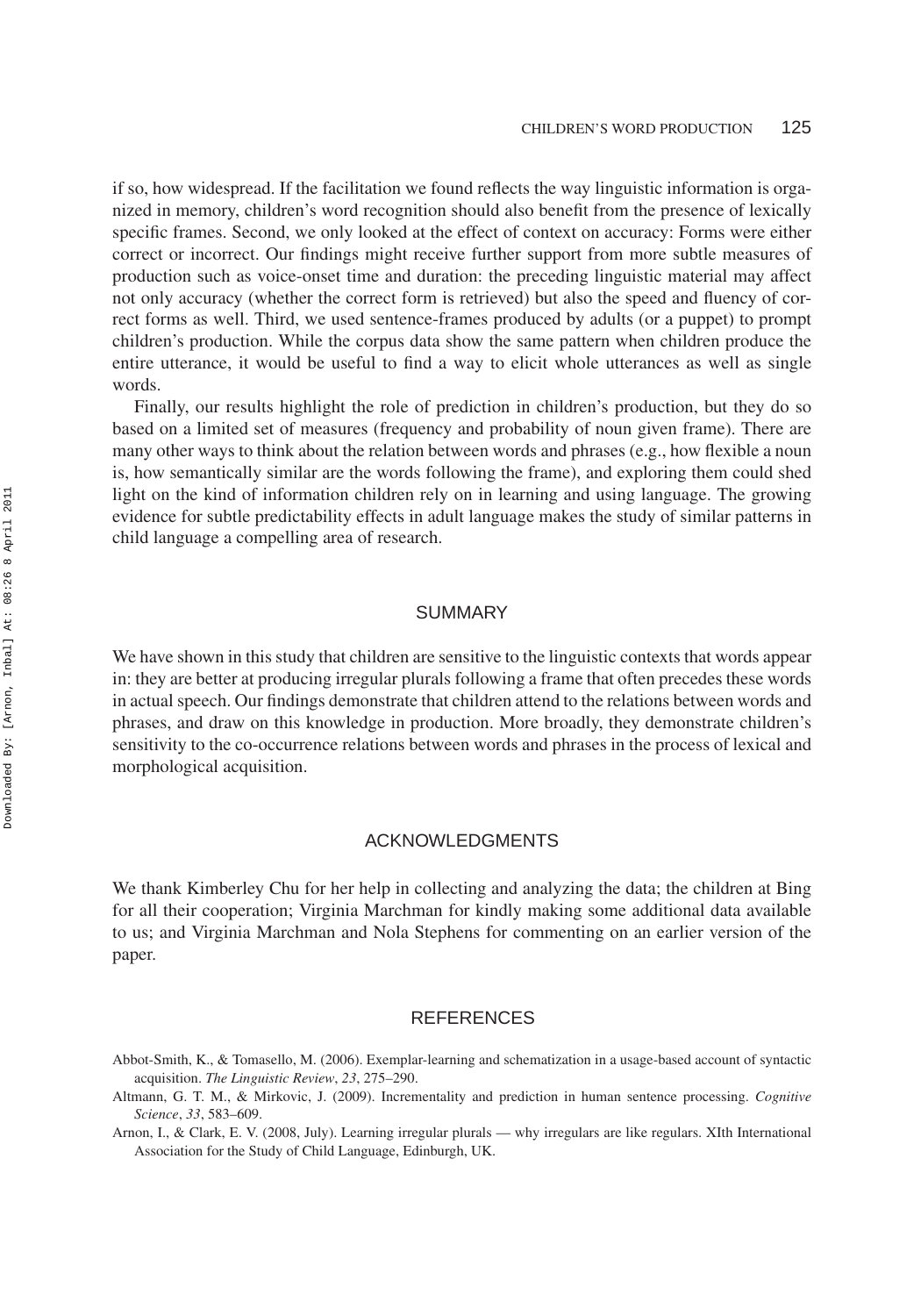if so, how widespread. If the facilitation we found reflects the way linguistic information is organized in memory, children's word recognition should also benefit from the presence of lexically specific frames. Second, we only looked at the effect of context on accuracy: Forms were either correct or incorrect. Our findings might receive further support from more subtle measures of production such as voice-onset time and duration: the preceding linguistic material may affect not only accuracy (whether the correct form is retrieved) but also the speed and fluency of correct forms as well. Third, we used sentence-frames produced by adults (or a puppet) to prompt children's production. While the corpus data show the same pattern when children produce the entire utterance, it would be useful to find a way to elicit whole utterances as well as single words.

Finally, our results highlight the role of prediction in children's production, but they do so based on a limited set of measures (frequency and probability of noun given frame). There are many other ways to think about the relation between words and phrases (e.g., how flexible a noun is, how semantically similar are the words following the frame), and exploring them could shed light on the kind of information children rely on in learning and using language. The growing evidence for subtle predictability effects in adult language makes the study of similar patterns in child language a compelling area of research.

## SUMMARY

We have shown in this study that children are sensitive to the linguistic contexts that words appear in: they are better at producing irregular plurals following a frame that often precedes these words in actual speech. Our findings demonstrate that children attend to the relations between words and phrases, and draw on this knowledge in production. More broadly, they demonstrate children's sensitivity to the co-occurrence relations between words and phrases in the process of lexical and morphological acquisition.

## ACKNOWLEDGMENTS

We thank Kimberley Chu for her help in collecting and analyzing the data; the children at Bing for all their cooperation; Virginia Marchman for kindly making some additional data available to us; and Virginia Marchman and Nola Stephens for commenting on an earlier version of the paper.

## REFERENCES

Abbot-Smith, K., & Tomasello, M. (2006). Exemplar-learning and schematization in a usage-based account of syntactic acquisition. *The Linguistic Review*, *23*, 275–290.

Altmann, G. T. M., & Mirkovic, J. (2009). Incrementality and prediction in human sentence processing. *Cognitive Science*, *33*, 583–609.

Arnon, I., & Clark, E. V. (2008, July). Learning irregular plurals — why irregulars are like regulars. XIth International Association for the Study of Child Language, Edinburgh, UK.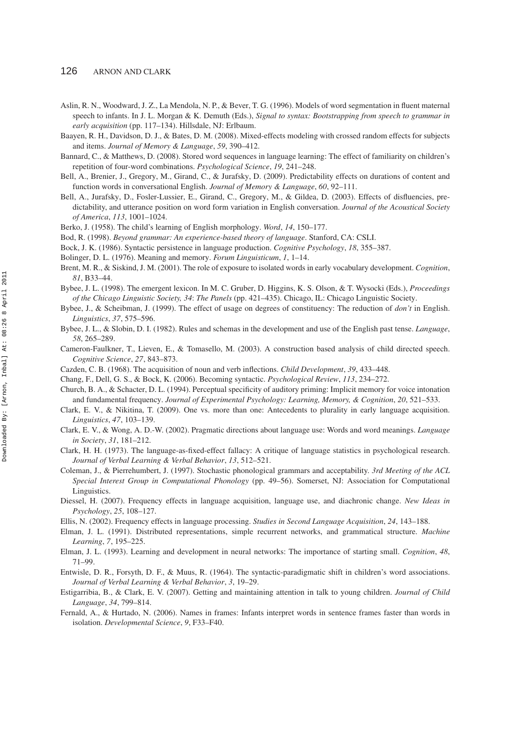Aslin, R. N., Woodward, J. Z., La Mendola, N. P., & Bever, T. G. (1996). Models of word segmentation in fluent maternal speech to infants. In J. L. Morgan & K. Demuth (Eds.), *Signal to syntax: Bootstrapping from speech to grammar in early acquisition* (pp. 117–134). Hillsdale, NJ: Erlbaum.

Baayen, R. H., Davidson, D. J., & Bates, D. M. (2008). Mixed-effects modeling with crossed random effects for subjects and items. *Journal of Memory & Language*, *59*, 390–412.

Bannard, C., & Matthews, D. (2008). Stored word sequences in language learning: The effect of familiarity on children's repetition of four-word combinations. *Psychological Science*, *19*, 241–248.

Bell, A., Brenier, J., Gregory, M., Girand, C., & Jurafsky, D. (2009). Predictability effects on durations of content and function words in conversational English. *Journal of Memory & Language*, *60*, 92–111.

Bell, A., Jurafsky, D., Fosler-Lussier, E., Girand, C., Gregory, M., & Gildea, D. (2003). Effects of disfluencies, predictability, and utterance position on word form variation in English conversation. *Journal of the Acoustical Society of America*, *113*, 1001–1024.

Berko, J. (1958). The child's learning of English morphology. *Word*, *14*, 150–177.

Bod, R. (1998). *Beyond grammar: An experience-based theory of language*. Stanford, CA: CSLI.

Bock, J. K. (1986). Syntactic persistence in language production. *Cognitive Psychology*, *18*, 355–387.

Bolinger, D. L. (1976). Meaning and memory. *Forum Linguisticum*, *1*, 1–14.

Brent, M. R., & Siskind, J. M. (2001). The role of exposure to isolated words in early vocabulary development. *Cognition*, *81*, B33–44.

Bybee, J. L. (1998). The emergent lexicon. In M. C. Gruber, D. Higgins, K. S. Olson, & T. Wysocki (Eds.), *Proceedings of the Chicago Linguistic Society, 34*: *The Panels* (pp. 421–435). Chicago, IL: Chicago Linguistic Society.

Bybee, J., & Scheibman, J. (1999). The effect of usage on degrees of constituency: The reduction of *don't* in English. *Linguistics*, *37*, 575–596.

Bybee, J. L., & Slobin, D. I. (1982). Rules and schemas in the development and use of the English past tense. *Language*, *58*, 265–289.

Cameron-Faulkner, T., Lieven, E., & Tomasello, M. (2003). A construction based analysis of child directed speech. *Cognitive Science*, *27*, 843–873.

Cazden, C. B. (1968). The acquisition of noun and verb inflections. *Child Development*, *39*, 433–448.

Chang, F., Dell, G. S., & Bock, K. (2006). Becoming syntactic. *Psychological Review*, *113*, 234–272.

Church, B. A., & Schacter, D. L. (1994). Perceptual specificity of auditory priming: Implicit memory for voice intonation and fundamental frequency. *Journal of Experimental Psychology: Learning, Memory, & Cognition*, *20*, 521–533.

Clark, E. V., & Nikitina, T. (2009). One vs. more than one: Antecedents to plurality in early language acquisition. *Linguistics*, *47*, 103–139.

Clark, E. V., & Wong, A. D.-W. (2002). Pragmatic directions about language use: Words and word meanings. *Language in Society*, *31*, 181–212.

Clark, H. H. (1973). The language-as-fixed-effect fallacy: A critique of language statistics in psychological research. *Journal of Verbal Learning & Verbal Behavior*, *13*, 512–521.

Coleman, J., & Pierrehumbert, J. (1997). Stochastic phonological grammars and acceptability. *3rd Meeting of the ACL Special Interest Group in Computational Phonology* (pp. 49–56). Somerset, NJ: Association for Computational Linguistics.

Diessel, H. (2007). Frequency effects in language acquisition, language use, and diachronic change. *New Ideas in Psychology*, *25*, 108–127.

Ellis, N. (2002). Frequency effects in language processing. *Studies in Second Language Acquisition*, *24*, 143–188.

Elman, J. L. (1991). Distributed representations, simple recurrent networks, and grammatical structure. *Machine Learning*, *7*, 195–225.

Elman, J. L. (1993). Learning and development in neural networks: The importance of starting small. *Cognition*, *48*, 71–99.

Entwisle, D. R., Forsyth, D. F., & Muus, R. (1964). The syntactic-paradigmatic shift in children's word associations. *Journal of Verbal Learning & Verbal Behavior*, *3*, 19–29.

Estigarribia, B., & Clark, E. V. (2007). Getting and maintaining attention in talk to young children. *Journal of Child Language*, *34*, 799–814.

Fernald, A., & Hurtado, N. (2006). Names in frames: Infants interpret words in sentence frames faster than words in isolation. *Developmental Science*, *9*, F33–F40.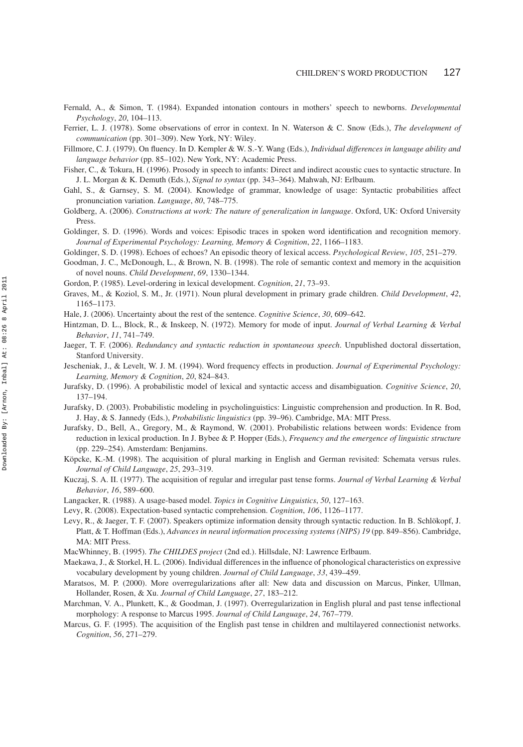Fernald, A., & Simon, T. (1984). Expanded intonation contours in mothers' speech to newborns. *Developmental Psychology*, *20*, 104–113.

Ferrier, L. J. (1978). Some observations of error in context. In N. Waterson & C. Snow (Eds.), *The development of communication* (pp. 301–309). New York, NY: Wiley.

Fillmore, C. J. (1979). On fluency. In D. Kempler & W. S.-Y. Wang (Eds.), *Individual differences in language ability and language behavior* (pp. 85–102). New York, NY: Academic Press.

Fisher, C., & Tokura, H. (1996). Prosody in speech to infants: Direct and indirect acoustic cues to syntactic structure. In J. L. Morgan & K. Demuth (Eds.), *Signal to syntax* (pp. 343–364). Mahwah, NJ: Erlbaum.

Gahl, S., & Garnsey, S. M. (2004). Knowledge of grammar, knowledge of usage: Syntactic probabilities affect pronunciation variation. *Language*, *80*, 748–775.

Goldberg, A. (2006). *Constructions at work: The nature of generalization in language*. Oxford, UK: Oxford University Press.

Goldinger, S. D. (1996). Words and voices: Episodic traces in spoken word identification and recognition memory. *Journal of Experimental Psychology: Learning, Memory & Cognition*, *22*, 1166–1183.

Goldinger, S. D. (1998). Echoes of echoes? An episodic theory of lexical access. *Psychological Review*, *105*, 251–279.

Goodman, J. C., McDonough, L., & Brown, N. B. (1998). The role of semantic context and memory in the acquisition of novel nouns. *Child Development*, *69*, 1330–1344.

Gordon, P. (1985). Level-ordering in lexical development. *Cognition*, *21*, 73–93.

Graves, M., & Koziol, S. M., Jr. (1971). Noun plural development in primary grade children. *Child Development*, *42*, 1165–1173.

Hale, J. (2006). Uncertainty about the rest of the sentence. *Cognitive Science*, *30*, 609–642.

Hintzman, D. L., Block, R., & Inskeep, N. (1972). Memory for mode of input. *Journal of Verbal Learning & Verbal Behavior*, *11*, 741–749.

Jaeger, T. F. (2006). *Redundancy and syntactic reduction in spontaneous speech*. Unpublished doctoral dissertation, Stanford University.

Jescheniak, J., & Levelt, W. J. M. (1994). Word frequency effects in production. *Journal of Experimental Psychology: Learning, Memory & Cognition*, *20*, 824–843.

Jurafsky, D. (1996). A probabilistic model of lexical and syntactic access and disambiguation. *Cognitive Science*, *20*, 137–194.

Jurafsky, D. (2003). Probabilistic modeling in psycholinguistics: Linguistic comprehension and production. In R. Bod, J. Hay, & S. Jannedy (Eds.), *Probabilistic linguistics* (pp. 39–96). Cambridge, MA: MIT Press.

Jurafsky, D., Bell, A., Gregory, M., & Raymond, W. (2001). Probabilistic relations between words: Evidence from reduction in lexical production. In J. Bybee & P. Hopper (Eds.), *Frequency and the emergence of linguistic structure* (pp. 229–254). Amsterdam: Benjamins.

Köpcke, K.-M. (1998). The acquisition of plural marking in English and German revisited: Schemata versus rules. *Journal of Child Language*, *25*, 293–319.

Kuczaj, S. A. II. (1977). The acquisition of regular and irregular past tense forms. *Journal of Verbal Learning & Verbal Behavior*, *16*, 589–600.

Langacker, R. (1988). A usage-based model. *Topics in Cognitive Linguistics*, *50*, 127–163.

Levy, R. (2008). Expectation-based syntactic comprehension. *Cognition*, *106*, 1126–1177.

Levy, R., & Jaeger, T. F. (2007). Speakers optimize information density through syntactic reduction. In B. Schlökopf, J. Platt, & T. Hoffman (Eds.), *Advances in neural information processing systems (NIPS) 19* (pp. 849–856). Cambridge, MA: MIT Press.

MacWhinney, B. (1995). *The CHILDES project* (2nd ed.). Hillsdale, NJ: Lawrence Erlbaum.

Maekawa, J., & Storkel, H. L. (2006). Individual differences in the influence of phonological characteristics on expressive vocabulary development by young children. *Journal of Child Language*, *33*, 439–459.

Maratsos, M. P. (2000). More overregularizations after all: New data and discussion on Marcus, Pinker, Ullman, Hollander, Rosen, & Xu. *Journal of Child Language*, *27*, 183–212.

Marchman, V. A., Plunkett, K., & Goodman, J. (1997). Overregularization in English plural and past tense inflectional morphology: A response to Marcus 1995. *Journal of Child Language*, *24*, 767–779.

Marcus, G. F. (1995). The acquisition of the English past tense in children and multilayered connectionist networks. *Cognition*, *56*, 271–279.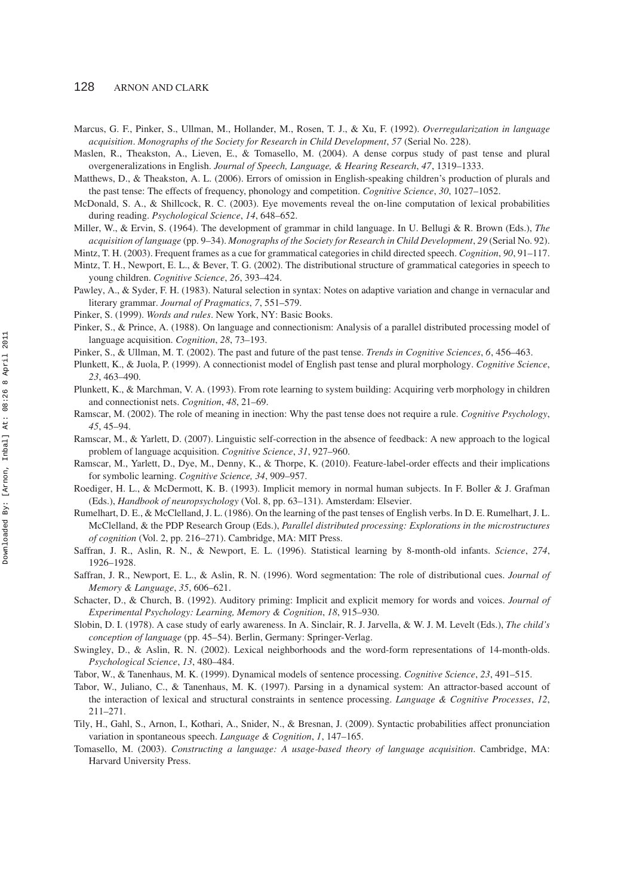Marcus, G. F., Pinker, S., Ullman, M., Hollander, M., Rosen, T. J., & Xu, F. (1992). *Overregularization in language acquisition*. *Monographs of the Society for Research in Child Development*, *57* (Serial No. 228).

Maslen, R., Theakston, A., Lieven, E., & Tomasello, M. (2004). A dense corpus study of past tense and plural overgeneralizations in English. *Journal of Speech, Language, & Hearing Research*, *47*, 1319–1333.

Matthews, D., & Theakston, A. L. (2006). Errors of omission in English-speaking children's production of plurals and the past tense: The effects of frequency, phonology and competition. *Cognitive Science*, *30*, 1027–1052.

McDonald, S. A., & Shillcock, R. C. (2003). Eye movements reveal the on-line computation of lexical probabilities during reading. *Psychological Science*, *14*, 648–652.

Miller, W., & Ervin, S. (1964). The development of grammar in child language. In U. Bellugi & R. Brown (Eds.), *The acquisition of language* (pp. 9–34). *Monographs of the Society for Research in Child Development*, *29* (Serial No. 92).

Mintz, T. H. (2003). Frequent frames as a cue for grammatical categories in child directed speech. *Cognition*, *90*, 91–117.

Mintz, T. H., Newport, E. L., & Bever, T. G. (2002). The distributional structure of grammatical categories in speech to young children. *Cognitive Science*, *26*, 393–424.

Pawley, A., & Syder, F. H. (1983). Natural selection in syntax: Notes on adaptive variation and change in vernacular and literary grammar. *Journal of Pragmatics*, *7*, 551–579.

Pinker, S. (1999). *Words and rules*. New York, NY: Basic Books.

Pinker, S., & Prince, A. (1988). On language and connectionism: Analysis of a parallel distributed processing model of language acquisition. *Cognition*, *28*, 73–193.

Pinker, S., & Ullman, M. T. (2002). The past and future of the past tense. *Trends in Cognitive Sciences*, *6*, 456–463.

Plunkett, K., & Juola, P. (1999). A connectionist model of English past tense and plural morphology. *Cognitive Science*, *23*, 463–490.

Plunkett, K., & Marchman, V. A. (1993). From rote learning to system building: Acquiring verb morphology in children and connectionist nets. *Cognition*, *48*, 21–69.

Ramscar, M. (2002). The role of meaning in inection: Why the past tense does not require a rule. *Cognitive Psychology*, *45*, 45–94.

Ramscar, M., & Yarlett, D. (2007). Linguistic self-correction in the absence of feedback: A new approach to the logical problem of language acquisition. *Cognitive Science*, *31*, 927–960.

Ramscar, M., Yarlett, D., Dye, M., Denny, K., & Thorpe, K. (2010). Feature-label-order effects and their implications for symbolic learning. *Cognitive Science, 34*, 909–957.

Roediger, H. L., & McDermott, K. B. (1993). Implicit memory in normal human subjects. In F. Boller & J. Grafman (Eds.), *Handbook of neuropsychology* (Vol. 8, pp. 63–131). Amsterdam: Elsevier.

Rumelhart, D. E., & McClelland, J. L. (1986). On the learning of the past tenses of English verbs. In D. E. Rumelhart, J. L. McClelland, & the PDP Research Group (Eds.), *Parallel distributed processing: Explorations in the microstructures of cognition* (Vol. 2, pp. 216–271). Cambridge, MA: MIT Press.

Saffran, J. R., Aslin, R. N., & Newport, E. L. (1996). Statistical learning by 8-month-old infants. *Science*, *274*, 1926–1928.

Saffran, J. R., Newport, E. L., & Aslin, R. N. (1996). Word segmentation: The role of distributional cues. *Journal of Memory & Language*, *35*, 606–621.

Schacter, D., & Church, B. (1992). Auditory priming: Implicit and explicit memory for words and voices. *Journal of Experimental Psychology: Learning, Memory & Cognition*, *18*, 915–930.

Slobin, D. I. (1978). A case study of early awareness. In A. Sinclair, R. J. Jarvella, & W. J. M. Levelt (Eds.), *The child's conception of language* (pp. 45–54). Berlin, Germany: Springer-Verlag.

Swingley, D., & Aslin, R. N. (2002). Lexical neighborhoods and the word-form representations of 14-month-olds. *Psychological Science*, *13*, 480–484.

Tabor, W., & Tanenhaus, M. K. (1999). Dynamical models of sentence processing. *Cognitive Science*, *23*, 491–515.

Tabor, W., Juliano, C., & Tanenhaus, M. K. (1997). Parsing in a dynamical system: An attractor-based account of the interaction of lexical and structural constraints in sentence processing. *Language & Cognitive Processes*, *12*, 211–271.

Tily, H., Gahl, S., Arnon, I., Kothari, A., Snider, N., & Bresnan, J. (2009). Syntactic probabilities affect pronunciation variation in spontaneous speech. *Language & Cognition*, *1*, 147–165.

Tomasello, M. (2003). *Constructing a language: A usage-based theory of language acquisition*. Cambridge, MA: Harvard University Press.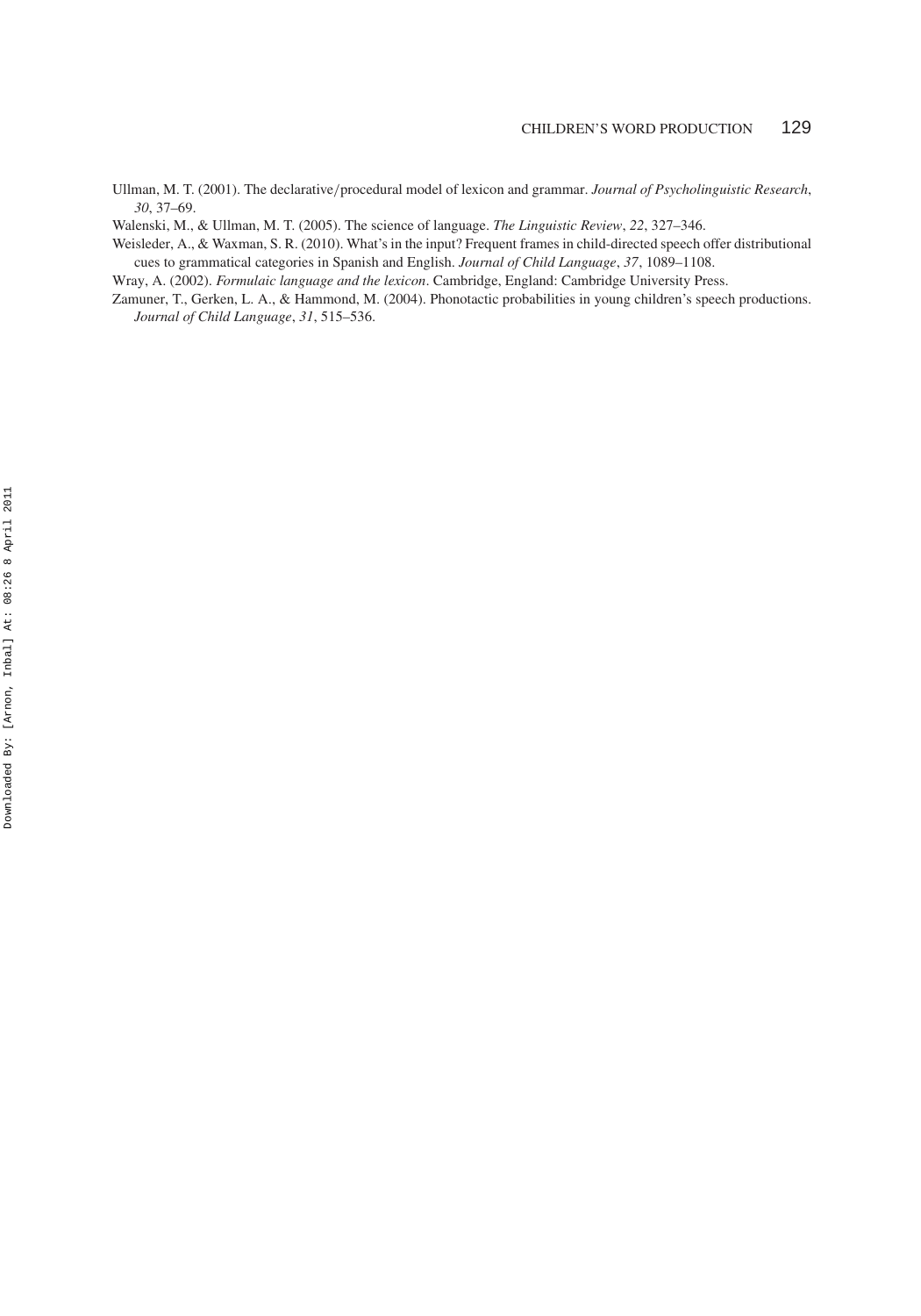Ullman, M. T. (2001). The declarative/procedural model of lexicon and grammar. *Journal of Psycholinguistic Research*, *30*, 37–69.

Walenski, M., & Ullman, M. T. (2005). The science of language. *The Linguistic Review*, *22*, 327–346.

Weisleder, A., & Waxman, S. R. (2010). What's in the input? Frequent frames in child-directed speech offer distributional cues to grammatical categories in Spanish and English. *Journal of Child Language*, *37*, 1089–1108.

Wray, A. (2002). *Formulaic language and the lexicon*. Cambridge, England: Cambridge University Press.

Zamuner, T., Gerken, L. A., & Hammond, M. (2004). Phonotactic probabilities in young children's speech productions. *Journal of Child Language*, *31*, 515–536.